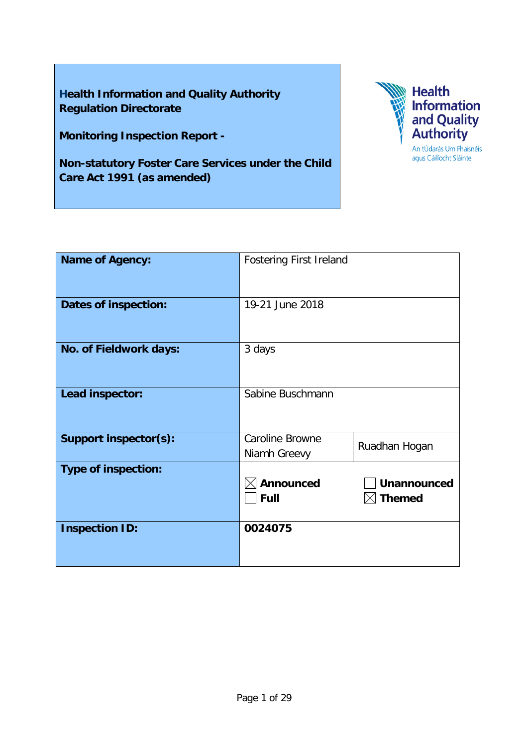**Health Information and Quality Authority**
**Regulation Directorate**

**Monitoring Inspection Report -**

**Non-statutory Foster Care Services under the Child Care Act 1991 (as amended)**

Health Information and Quality Authority

An tÚdarás Um Fhaisnéis agus Cáilíocht Sláinte

| | | |
|---|---|---|
| **Name of Agency:** | Fostering First Ireland | |
| **Dates of inspection:** | 19-21 June 2018 | |
| **No. of Fieldwork days:** | 3 days | |
| **Lead inspector:** | Sabine Buschmann | |
| **Support inspector(s):** | Caroline Browne<br>Niamh Greevy | Ruadhan Hogan |
| **Type of inspection:** | ☒ **Announced**<br>☐ **Full** | ☐ **Unannounced**<br>☒ **Themed** |
| **Inspection ID:** | **0024075** | |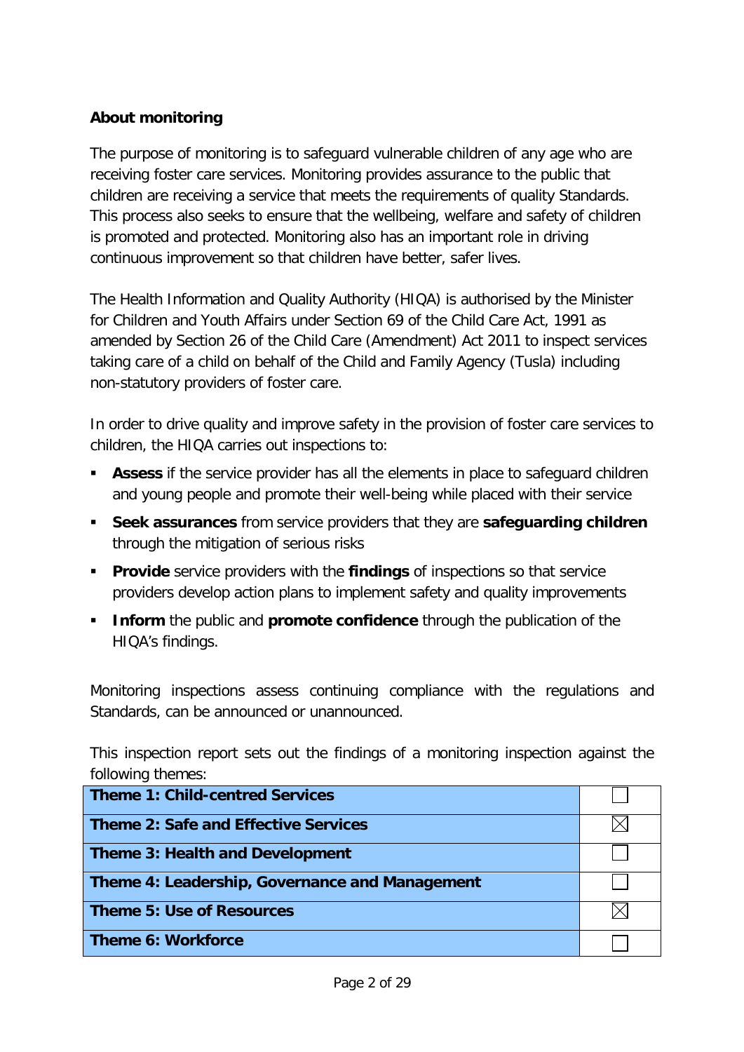**About monitoring**

The purpose of monitoring is to safeguard vulnerable children of any age who are receiving foster care services. Monitoring provides assurance to the public that children are receiving a service that meets the requirements of quality Standards. This process also seeks to ensure that the wellbeing, welfare and safety of children is promoted and protected. Monitoring also has an important role in driving continuous improvement so that children have better, safer lives.

The Health Information and Quality Authority (HIQA) is authorised by the Minister for Children and Youth Affairs under Section 69 of the Child Care Act, 1991 as amended by Section 26 of the Child Care (Amendment) Act 2011 to inspect services taking care of a child on behalf of the Child and Family Agency (Tusla) including non-statutory providers of foster care.

In order to drive quality and improve safety in the provision of foster care services to children, the HIQA carries out inspections to:

- **Assess** if the service provider has all the elements in place to safeguard children and young people and promote their well-being while placed with their service
- **Seek assurances** from service providers that they are **safeguarding children** through the mitigation of serious risks
- **Provide** service providers with the **findings** of inspections so that service providers develop action plans to implement safety and quality improvements
- **Inform** the public and **promote confidence** through the publication of the HIQA's findings.

Monitoring inspections assess continuing compliance with the regulations and Standards, can be announced or unannounced.

This inspection report sets out the findings of a monitoring inspection against the following themes:

| Theme | |
|---|---|
| **Theme 1: Child-centred Services** | ☐ |
| **Theme 2: Safe and Effective Services** | ☒ |
| **Theme 3: Health and Development** | ☐ |
| **Theme 4: Leadership, Governance and Management** | ☐ |
| **Theme 5: Use of Resources** | ☒ |
| **Theme 6: Workforce** | ☐ |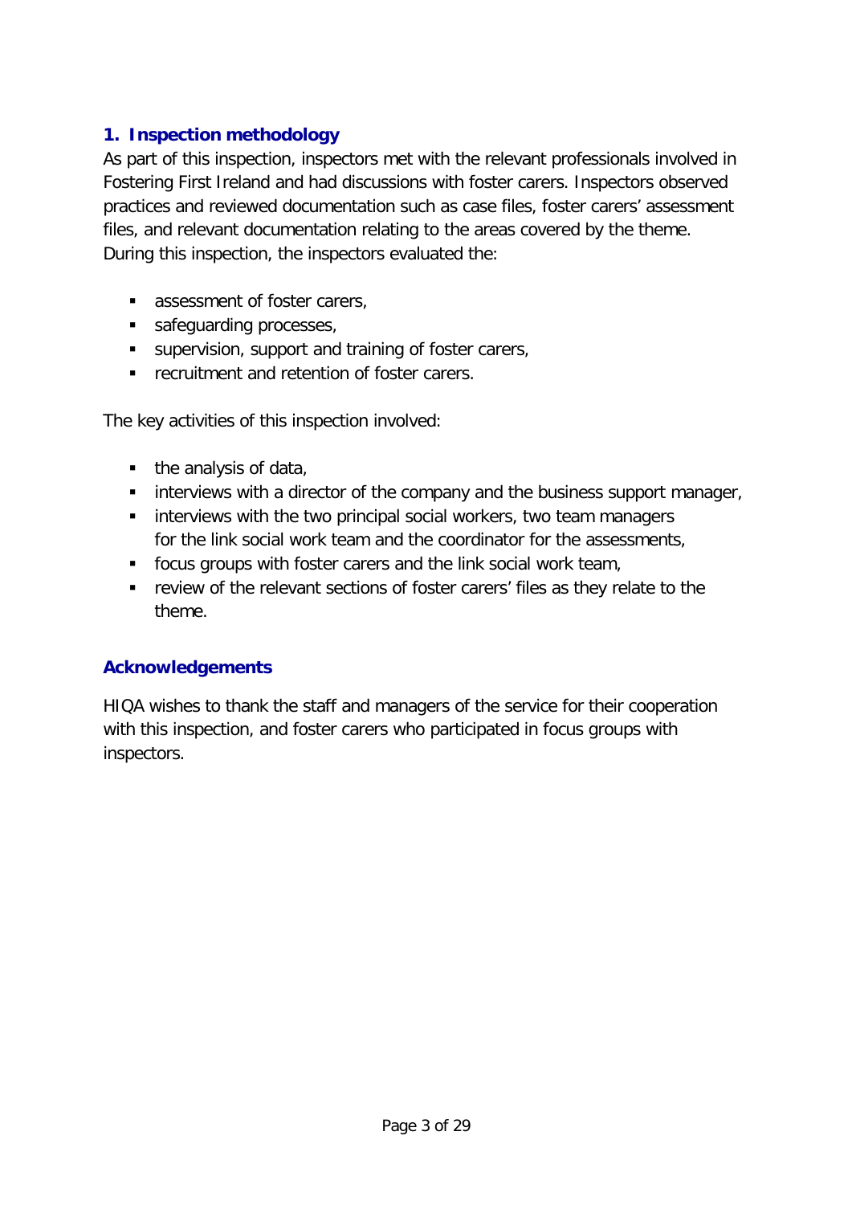## 1. Inspection methodology

As part of this inspection, inspectors met with the relevant professionals involved in Fostering First Ireland and had discussions with foster carers. Inspectors observed practices and reviewed documentation such as case files, foster carers' assessment files, and relevant documentation relating to the areas covered by the theme. During this inspection, the inspectors evaluated the:

- assessment of foster carers,
- safeguarding processes,
- supervision, support and training of foster carers,
- recruitment and retention of foster carers.

The key activities of this inspection involved:

- the analysis of data,
- interviews with a director of the company and the business support manager,
- interviews with the two principal social workers, two team managers for the link social work team and the coordinator for the assessments,
- focus groups with foster carers and the link social work team,
- review of the relevant sections of foster carers' files as they relate to the theme.

### Acknowledgements

HIQA wishes to thank the staff and managers of the service for their cooperation with this inspection, and foster carers who participated in focus groups with inspectors.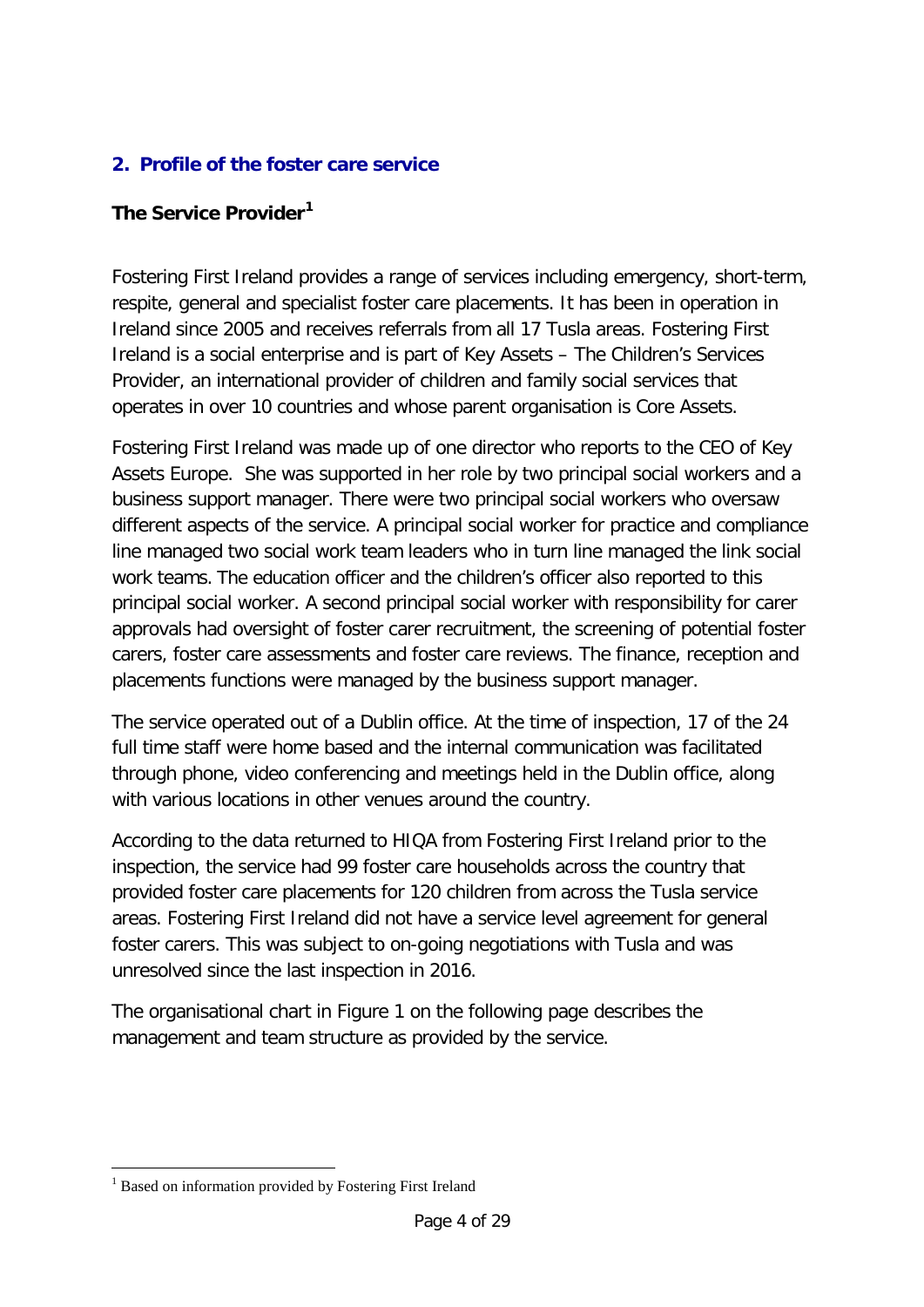## 2. Profile of the foster care service

### The Service Provider[1]

Fostering First Ireland provides a range of services including emergency, short-term, respite, general and specialist foster care placements. It has been in operation in Ireland since 2005 and receives referrals from all 17 Tusla areas. Fostering First Ireland is a social enterprise and is part of Key Assets – The Children's Services Provider, an international provider of children and family social services that operates in over 10 countries and whose parent organisation is Core Assets.

Fostering First Ireland was made up of one director who reports to the CEO of Key Assets Europe. She was supported in her role by two principal social workers and a business support manager. There were two principal social workers who oversaw different aspects of the service. A principal social worker for practice and compliance line managed two social work team leaders who in turn line managed the link social work teams. The education officer and the children's officer also reported to this principal social worker. A second principal social worker with responsibility for carer approvals had oversight of foster carer recruitment, the screening of potential foster carers, foster care assessments and foster care reviews. The finance, reception and placements functions were managed by the business support manager.

The service operated out of a Dublin office. At the time of inspection, 17 of the 24 full time staff were home based and the internal communication was facilitated through phone, video conferencing and meetings held in the Dublin office, along with various locations in other venues around the country.

According to the data returned to HIQA from Fostering First Ireland prior to the inspection, the service had 99 foster care households across the country that provided foster care placements for 120 children from across the Tusla service areas. Fostering First Ireland did not have a service level agreement for general foster carers. This was subject to on-going negotiations with Tusla and was unresolved since the last inspection in 2016.

The organisational chart in Figure 1 on the following page describes the management and team structure as provided by the service.

---

[1] Based on information provided by Fostering First Ireland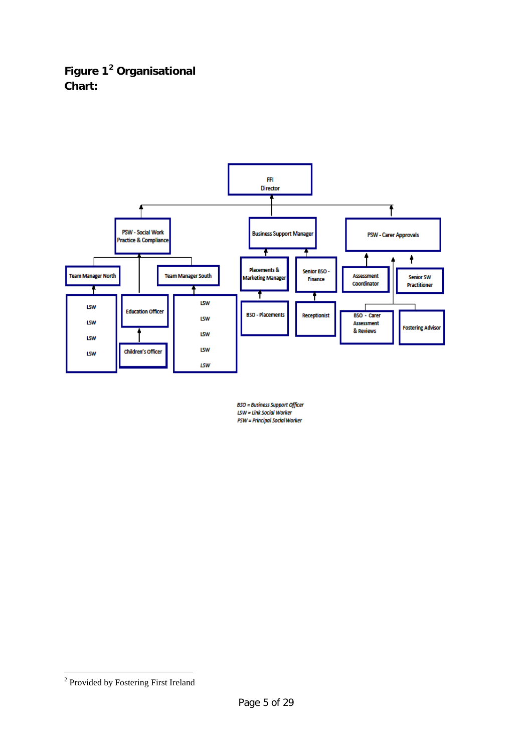**Figure 1[2] Organisational Chart:**

- FFI Director
  - PSW - Social Work Practice & Compliance
    - Team Manager North
      - LSW
      - LSW
      - LSW
      - LSW
    - Education Officer
      - Children's Officer
    - Team Manager South
      - LSW
      - LSW
      - LSW
      - LSW
      - LSW
  - Business Support Manager
    - Placements & Marketing Manager
      - BSO - Placements
    - Senior BSO - Finance
      - Receptionist
  - PSW - Carer Approvals
    - Assessment Coordinator
    - Senior SW Practitioner
    - BSO - Carer Assessment & Reviews
    - Fostering Advisor

*BSO = Business Support Officer*
*LSW = Link Social Worker*
*PSW = Principal Social Worker*

---

[2] Provided by Fostering First Ireland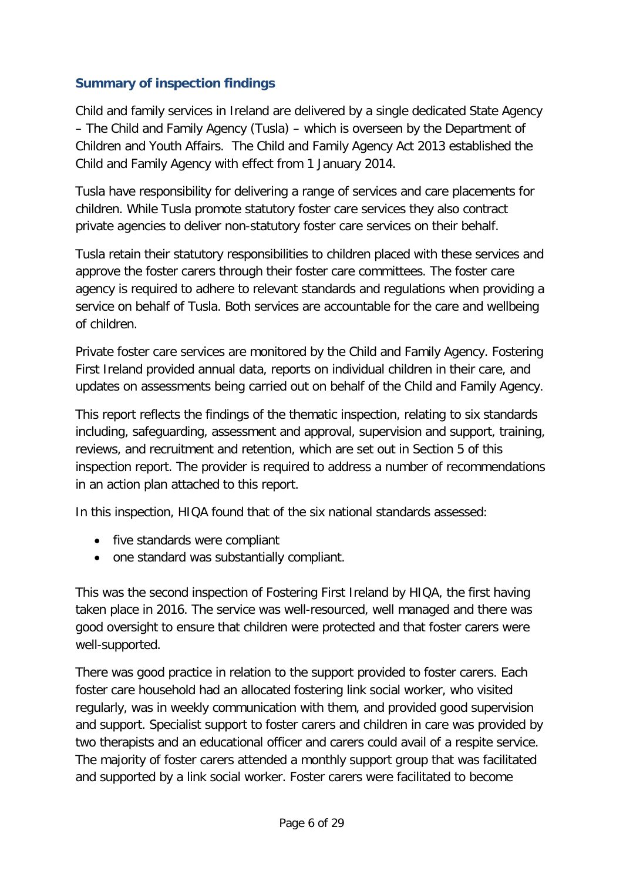### Summary of inspection findings

Child and family services in Ireland are delivered by a single dedicated State Agency – The Child and Family Agency (Tusla) – which is overseen by the Department of Children and Youth Affairs. The Child and Family Agency Act 2013 established the Child and Family Agency with effect from 1 January 2014.

Tusla have responsibility for delivering a range of services and care placements for children. While Tusla promote statutory foster care services they also contract private agencies to deliver non-statutory foster care services on their behalf.

Tusla retain their statutory responsibilities to children placed with these services and approve the foster carers through their foster care committees. The foster care agency is required to adhere to relevant standards and regulations when providing a service on behalf of Tusla. Both services are accountable for the care and wellbeing of children.

Private foster care services are monitored by the Child and Family Agency. Fostering First Ireland provided annual data, reports on individual children in their care, and updates on assessments being carried out on behalf of the Child and Family Agency.

This report reflects the findings of the thematic inspection, relating to six standards including, safeguarding, assessment and approval, supervision and support, training, reviews, and recruitment and retention, which are set out in Section 5 of this inspection report. The provider is required to address a number of recommendations in an action plan attached to this report.

In this inspection, HIQA found that of the six national standards assessed:

- five standards were compliant
- one standard was substantially compliant.

This was the second inspection of Fostering First Ireland by HIQA, the first having taken place in 2016. The service was well-resourced, well managed and there was good oversight to ensure that children were protected and that foster carers were well-supported.

There was good practice in relation to the support provided to foster carers. Each foster care household had an allocated fostering link social worker, who visited regularly, was in weekly communication with them, and provided good supervision and support. Specialist support to foster carers and children in care was provided by two therapists and an educational officer and carers could avail of a respite service. The majority of foster carers attended a monthly support group that was facilitated and supported by a link social worker. Foster carers were facilitated to become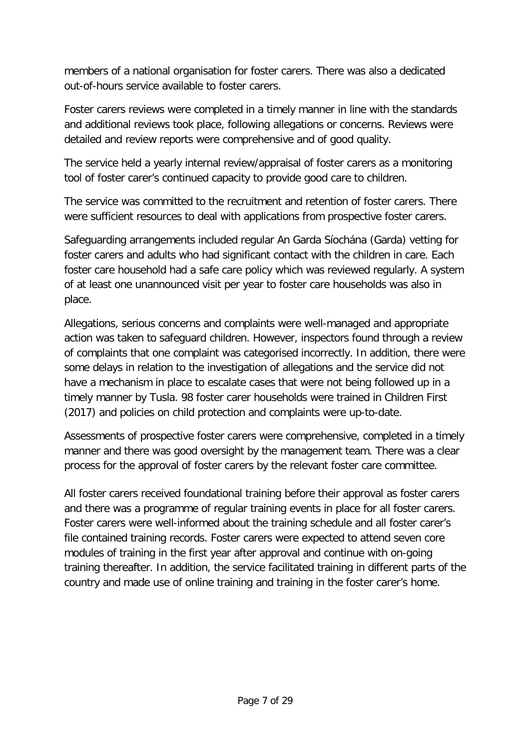members of a national organisation for foster carers. There was also a dedicated out-of-hours service available to foster carers.

Foster carers reviews were completed in a timely manner in line with the standards and additional reviews took place, following allegations or concerns. Reviews were detailed and review reports were comprehensive and of good quality.

The service held a yearly internal review/appraisal of foster carers as a monitoring tool of foster carer's continued capacity to provide good care to children.

The service was committed to the recruitment and retention of foster carers. There were sufficient resources to deal with applications from prospective foster carers.

Safeguarding arrangements included regular An Garda Síochána (Garda) vetting for foster carers and adults who had significant contact with the children in care. Each foster care household had a safe care policy which was reviewed regularly. A system of at least one unannounced visit per year to foster care households was also in place.

Allegations, serious concerns and complaints were well-managed and appropriate action was taken to safeguard children. However, inspectors found through a review of complaints that one complaint was categorised incorrectly. In addition, there were some delays in relation to the investigation of allegations and the service did not have a mechanism in place to escalate cases that were not being followed up in a timely manner by Tusla. 98 foster carer households were trained in Children First (2017) and policies on child protection and complaints were up-to-date.

Assessments of prospective foster carers were comprehensive, completed in a timely manner and there was good oversight by the management team. There was a clear process for the approval of foster carers by the relevant foster care committee.

All foster carers received foundational training before their approval as foster carers and there was a programme of regular training events in place for all foster carers. Foster carers were well-informed about the training schedule and all foster carer's file contained training records. Foster carers were expected to attend seven core modules of training in the first year after approval and continue with on-going training thereafter. In addition, the service facilitated training in different parts of the country and made use of online training and training in the foster carer's home.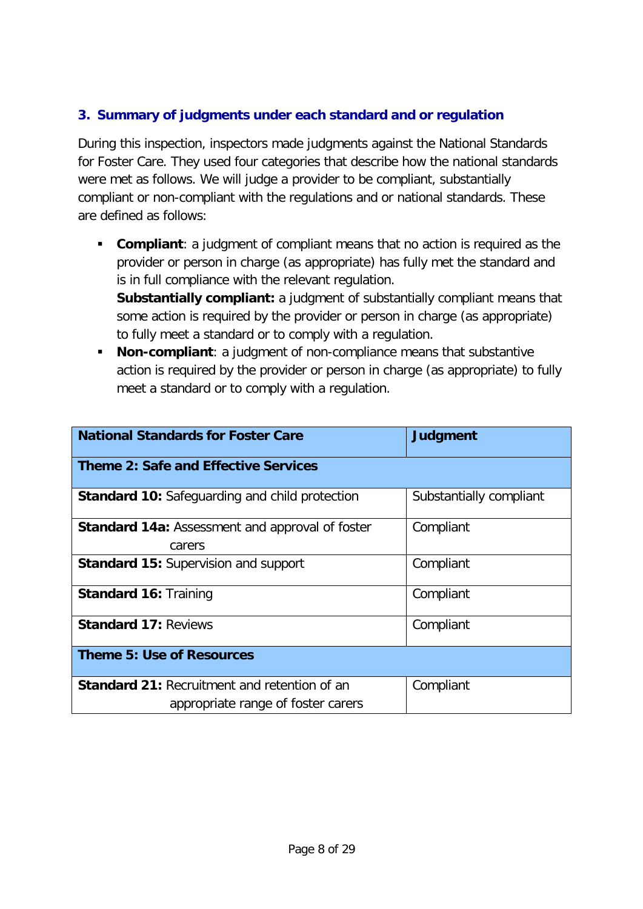## 3. Summary of judgments under each standard and or regulation

During this inspection, inspectors made judgments against the National Standards for Foster Care. They used four categories that describe how the national standards were met as follows. We will judge a provider to be compliant, substantially compliant or non-compliant with the regulations and or national standards. These are defined as follows:

- **Compliant**: a judgment of compliant means that no action is required as the provider or person in charge (as appropriate) has fully met the standard and is in full compliance with the relevant regulation.
  **Substantially compliant:** a judgment of substantially compliant means that some action is required by the provider or person in charge (as appropriate) to fully meet a standard or to comply with a regulation.
- **Non-compliant**: a judgment of non-compliance means that substantive action is required by the provider or person in charge (as appropriate) to fully meet a standard or to comply with a regulation.

| National Standards for Foster Care | Judgment |
|---|---|
| **Theme 2: Safe and Effective Services** | |
| **Standard 10:** Safeguarding and child protection | Substantially compliant |
| **Standard 14a:** Assessment and approval of foster carers | Compliant |
| **Standard 15:** Supervision and support | Compliant |
| **Standard 16:** Training | Compliant |
| **Standard 17:** Reviews | Compliant |
| **Theme 5: Use of Resources** | |
| **Standard 21:** Recruitment and retention of an appropriate range of foster carers | Compliant |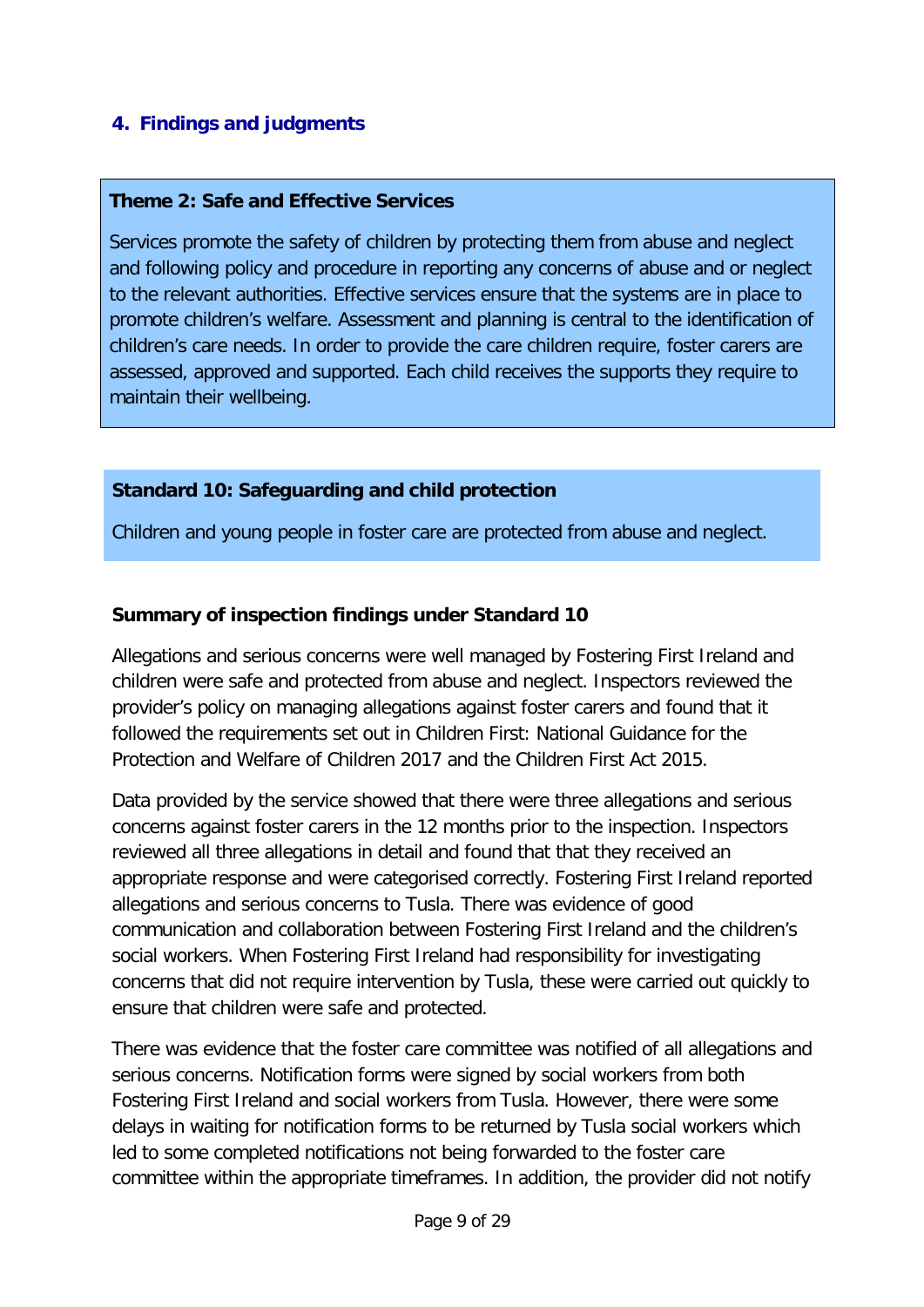## 4. Findings and judgments

**Theme 2: Safe and Effective Services**

Services promote the safety of children by protecting them from abuse and neglect and following policy and procedure in reporting any concerns of abuse and or neglect to the relevant authorities. Effective services ensure that the systems are in place to promote children's welfare. Assessment and planning is central to the identification of children's care needs. In order to provide the care children require, foster carers are assessed, approved and supported. Each child receives the supports they require to maintain their wellbeing.

**Standard 10: Safeguarding and child protection**

Children and young people in foster care are protected from abuse and neglect.

**Summary of inspection findings under Standard 10**

Allegations and serious concerns were well managed by Fostering First Ireland and children were safe and protected from abuse and neglect. Inspectors reviewed the provider's policy on managing allegations against foster carers and found that it followed the requirements set out in Children First: National Guidance for the Protection and Welfare of Children 2017 and the Children First Act 2015.

Data provided by the service showed that there were three allegations and serious concerns against foster carers in the 12 months prior to the inspection. Inspectors reviewed all three allegations in detail and found that that they received an appropriate response and were categorised correctly. Fostering First Ireland reported allegations and serious concerns to Tusla. There was evidence of good communication and collaboration between Fostering First Ireland and the children's social workers. When Fostering First Ireland had responsibility for investigating concerns that did not require intervention by Tusla, these were carried out quickly to ensure that children were safe and protected.

There was evidence that the foster care committee was notified of all allegations and serious concerns. Notification forms were signed by social workers from both Fostering First Ireland and social workers from Tusla. However, there were some delays in waiting for notification forms to be returned by Tusla social workers which led to some completed notifications not being forwarded to the foster care committee within the appropriate timeframes. In addition, the provider did not notify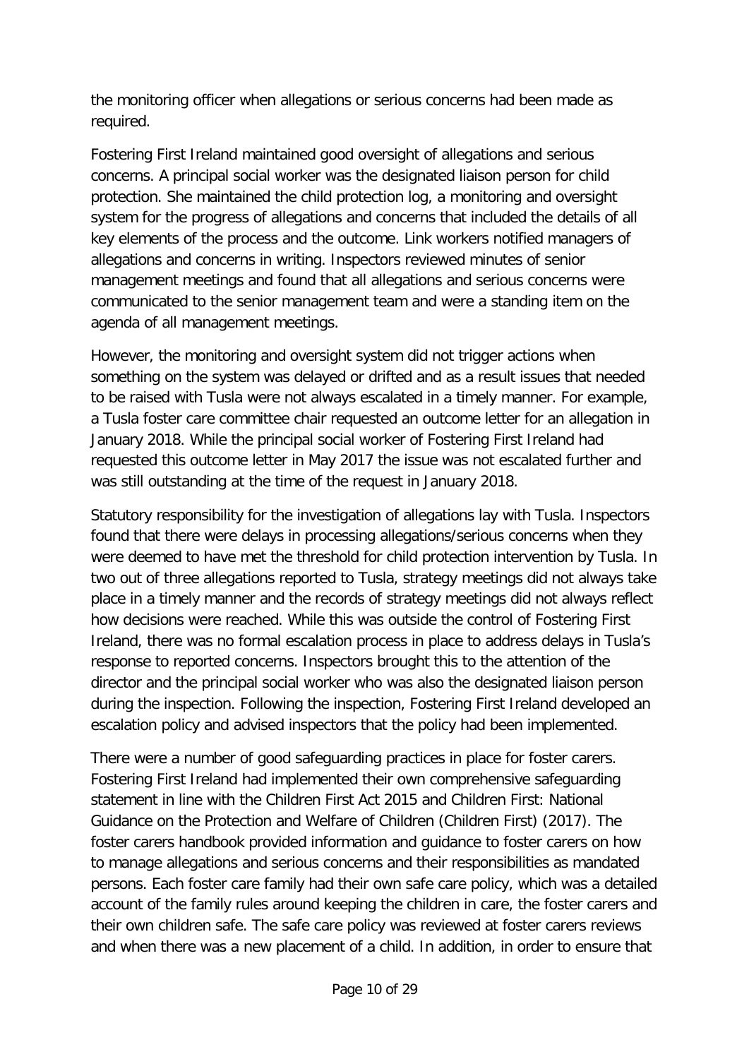the monitoring officer when allegations or serious concerns had been made as required.

Fostering First Ireland maintained good oversight of allegations and serious concerns. A principal social worker was the designated liaison person for child protection. She maintained the child protection log, a monitoring and oversight system for the progress of allegations and concerns that included the details of all key elements of the process and the outcome. Link workers notified managers of allegations and concerns in writing. Inspectors reviewed minutes of senior management meetings and found that all allegations and serious concerns were communicated to the senior management team and were a standing item on the agenda of all management meetings.

However, the monitoring and oversight system did not trigger actions when something on the system was delayed or drifted and as a result issues that needed to be raised with Tusla were not always escalated in a timely manner. For example, a Tusla foster care committee chair requested an outcome letter for an allegation in January 2018. While the principal social worker of Fostering First Ireland had requested this outcome letter in May 2017 the issue was not escalated further and was still outstanding at the time of the request in January 2018.

Statutory responsibility for the investigation of allegations lay with Tusla. Inspectors found that there were delays in processing allegations/serious concerns when they were deemed to have met the threshold for child protection intervention by Tusla. In two out of three allegations reported to Tusla, strategy meetings did not always take place in a timely manner and the records of strategy meetings did not always reflect how decisions were reached. While this was outside the control of Fostering First Ireland, there was no formal escalation process in place to address delays in Tusla's response to reported concerns. Inspectors brought this to the attention of the director and the principal social worker who was also the designated liaison person during the inspection. Following the inspection, Fostering First Ireland developed an escalation policy and advised inspectors that the policy had been implemented.

There were a number of good safeguarding practices in place for foster carers. Fostering First Ireland had implemented their own comprehensive safeguarding statement in line with the Children First Act 2015 and Children First: National Guidance on the Protection and Welfare of Children (Children First) (2017). The foster carers handbook provided information and guidance to foster carers on how to manage allegations and serious concerns and their responsibilities as mandated persons. Each foster care family had their own safe care policy, which was a detailed account of the family rules around keeping the children in care, the foster carers and their own children safe. The safe care policy was reviewed at foster carers reviews and when there was a new placement of a child. In addition, in order to ensure that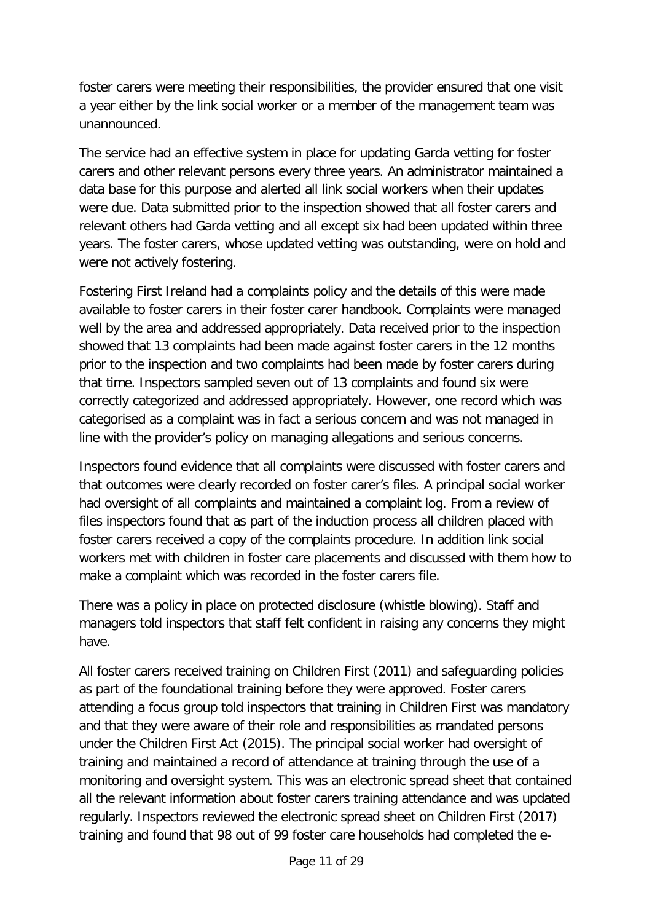foster carers were meeting their responsibilities, the provider ensured that one visit a year either by the link social worker or a member of the management team was unannounced.

The service had an effective system in place for updating Garda vetting for foster carers and other relevant persons every three years. An administrator maintained a data base for this purpose and alerted all link social workers when their updates were due. Data submitted prior to the inspection showed that all foster carers and relevant others had Garda vetting and all except six had been updated within three years. The foster carers, whose updated vetting was outstanding, were on hold and were not actively fostering.

Fostering First Ireland had a complaints policy and the details of this were made available to foster carers in their foster carer handbook. Complaints were managed well by the area and addressed appropriately. Data received prior to the inspection showed that 13 complaints had been made against foster carers in the 12 months prior to the inspection and two complaints had been made by foster carers during that time. Inspectors sampled seven out of 13 complaints and found six were correctly categorized and addressed appropriately. However, one record which was categorised as a complaint was in fact a serious concern and was not managed in line with the provider's policy on managing allegations and serious concerns.

Inspectors found evidence that all complaints were discussed with foster carers and that outcomes were clearly recorded on foster carer's files. A principal social worker had oversight of all complaints and maintained a complaint log. From a review of files inspectors found that as part of the induction process all children placed with foster carers received a copy of the complaints procedure. In addition link social workers met with children in foster care placements and discussed with them how to make a complaint which was recorded in the foster carers file.

There was a policy in place on protected disclosure (whistle blowing). Staff and managers told inspectors that staff felt confident in raising any concerns they might have.

All foster carers received training on Children First (2011) and safeguarding policies as part of the foundational training before they were approved. Foster carers attending a focus group told inspectors that training in Children First was mandatory and that they were aware of their role and responsibilities as mandated persons under the Children First Act (2015). The principal social worker had oversight of training and maintained a record of attendance at training through the use of a monitoring and oversight system. This was an electronic spread sheet that contained all the relevant information about foster carers training attendance and was updated regularly. Inspectors reviewed the electronic spread sheet on Children First (2017) training and found that 98 out of 99 foster care households had completed the e-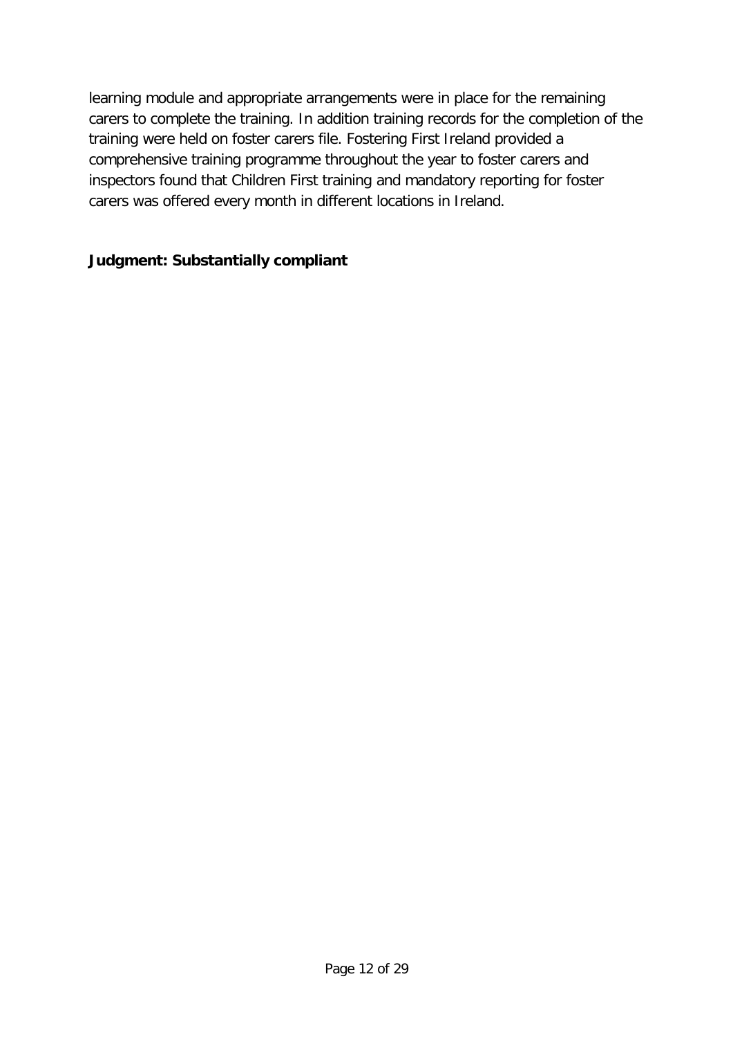learning module and appropriate arrangements were in place for the remaining carers to complete the training. In addition training records for the completion of the training were held on foster carers file. Fostering First Ireland provided a comprehensive training programme throughout the year to foster carers and inspectors found that Children First training and mandatory reporting for foster carers was offered every month in different locations in Ireland.

**Judgment: Substantially compliant**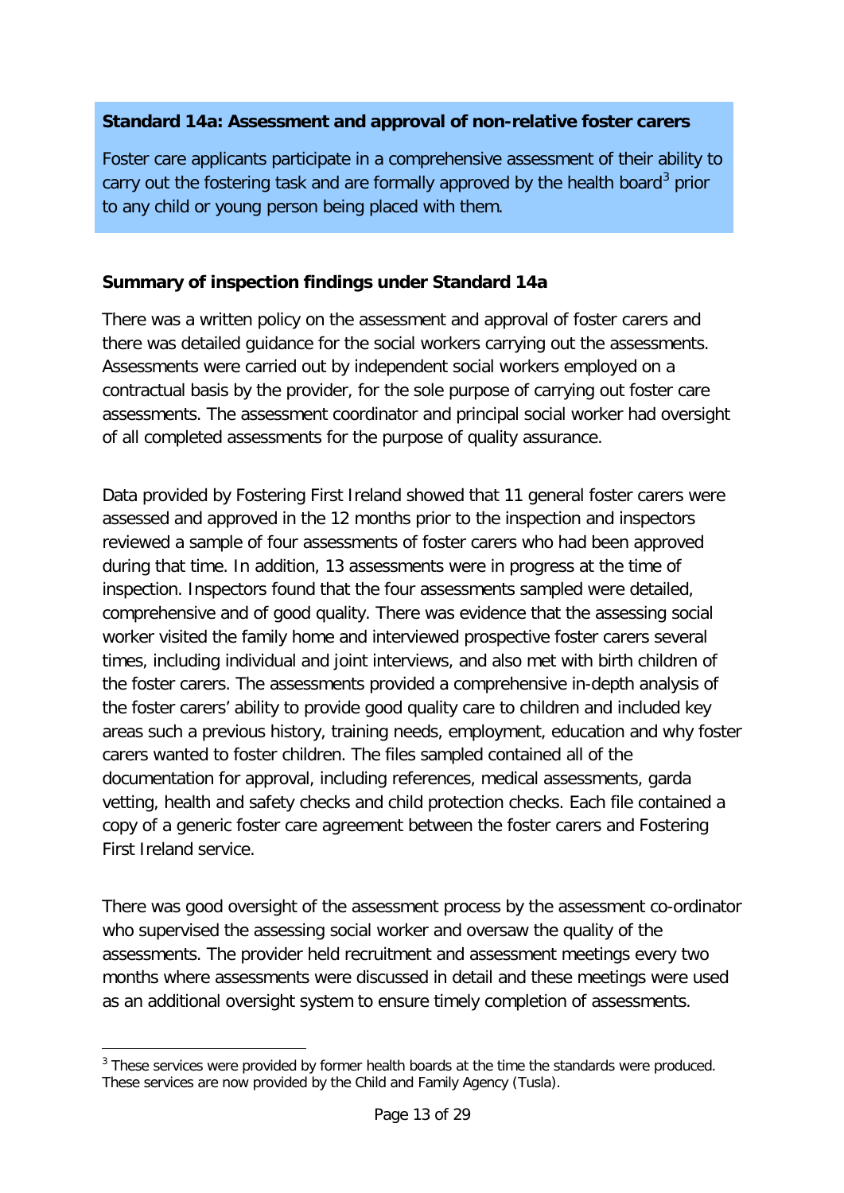**Standard 14a: Assessment and approval of non-relative foster carers**

Foster care applicants participate in a comprehensive assessment of their ability to carry out the fostering task and are formally approved by the health board[3] prior to any child or young person being placed with them.

**Summary of inspection findings under Standard 14a**

There was a written policy on the assessment and approval of foster carers and there was detailed guidance for the social workers carrying out the assessments. Assessments were carried out by independent social workers employed on a contractual basis by the provider, for the sole purpose of carrying out foster care assessments. The assessment coordinator and principal social worker had oversight of all completed assessments for the purpose of quality assurance.

Data provided by Fostering First Ireland showed that 11 general foster carers were assessed and approved in the 12 months prior to the inspection and inspectors reviewed a sample of four assessments of foster carers who had been approved during that time. In addition, 13 assessments were in progress at the time of inspection. Inspectors found that the four assessments sampled were detailed, comprehensive and of good quality. There was evidence that the assessing social worker visited the family home and interviewed prospective foster carers several times, including individual and joint interviews, and also met with birth children of the foster carers. The assessments provided a comprehensive in-depth analysis of the foster carers' ability to provide good quality care to children and included key areas such a previous history, training needs, employment, education and why foster carers wanted to foster children. The files sampled contained all of the documentation for approval, including references, medical assessments, garda vetting, health and safety checks and child protection checks. Each file contained a copy of a generic foster care agreement between the foster carers and Fostering First Ireland service.

There was good oversight of the assessment process by the assessment co-ordinator who supervised the assessing social worker and oversaw the quality of the assessments. The provider held recruitment and assessment meetings every two months where assessments were discussed in detail and these meetings were used as an additional oversight system to ensure timely completion of assessments.

[3] These services were provided by former health boards at the time the standards were produced. These services are now provided by the Child and Family Agency (Tusla).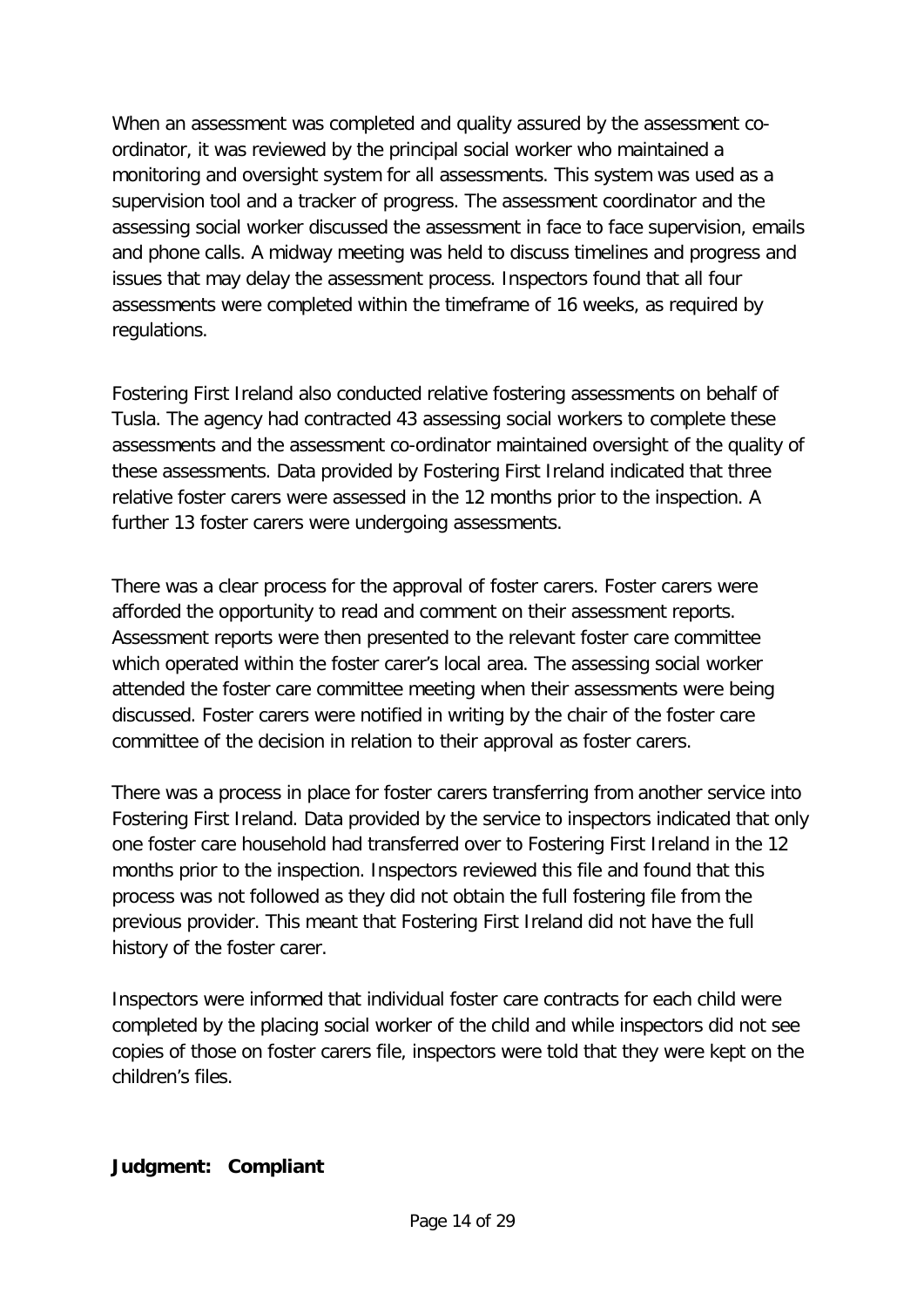When an assessment was completed and quality assured by the assessment co-ordinator, it was reviewed by the principal social worker who maintained a monitoring and oversight system for all assessments. This system was used as a supervision tool and a tracker of progress. The assessment coordinator and the assessing social worker discussed the assessment in face to face supervision, emails and phone calls. A midway meeting was held to discuss timelines and progress and issues that may delay the assessment process. Inspectors found that all four assessments were completed within the timeframe of 16 weeks, as required by regulations.

Fostering First Ireland also conducted relative fostering assessments on behalf of Tusla. The agency had contracted 43 assessing social workers to complete these assessments and the assessment co-ordinator maintained oversight of the quality of these assessments. Data provided by Fostering First Ireland indicated that three relative foster carers were assessed in the 12 months prior to the inspection. A further 13 foster carers were undergoing assessments.

There was a clear process for the approval of foster carers. Foster carers were afforded the opportunity to read and comment on their assessment reports. Assessment reports were then presented to the relevant foster care committee which operated within the foster carer's local area. The assessing social worker attended the foster care committee meeting when their assessments were being discussed. Foster carers were notified in writing by the chair of the foster care committee of the decision in relation to their approval as foster carers.

There was a process in place for foster carers transferring from another service into Fostering First Ireland. Data provided by the service to inspectors indicated that only one foster care household had transferred over to Fostering First Ireland in the 12 months prior to the inspection. Inspectors reviewed this file and found that this process was not followed as they did not obtain the full fostering file from the previous provider. This meant that Fostering First Ireland did not have the full history of the foster carer.

Inspectors were informed that individual foster care contracts for each child were completed by the placing social worker of the child and while inspectors did not see copies of those on foster carers file, inspectors were told that they were kept on the children's files.

**Judgment: Compliant**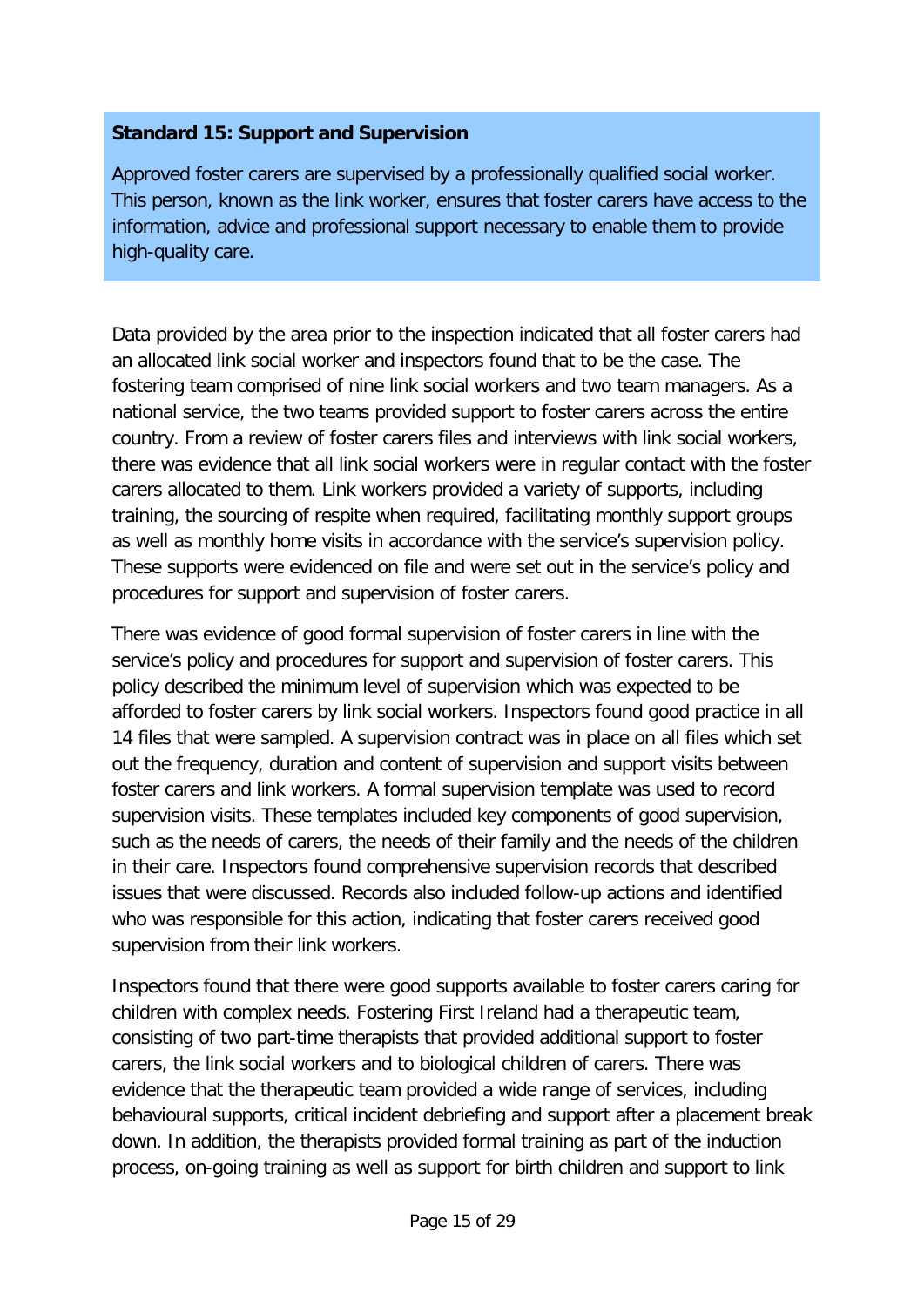**Standard 15: Support and Supervision**

Approved foster carers are supervised by a professionally qualified social worker. This person, known as the link worker, ensures that foster carers have access to the information, advice and professional support necessary to enable them to provide high-quality care.

Data provided by the area prior to the inspection indicated that all foster carers had an allocated link social worker and inspectors found that to be the case. The fostering team comprised of nine link social workers and two team managers. As a national service, the two teams provided support to foster carers across the entire country. From a review of foster carers files and interviews with link social workers, there was evidence that all link social workers were in regular contact with the foster carers allocated to them. Link workers provided a variety of supports, including training, the sourcing of respite when required, facilitating monthly support groups as well as monthly home visits in accordance with the service's supervision policy. These supports were evidenced on file and were set out in the service's policy and procedures for support and supervision of foster carers.

There was evidence of good formal supervision of foster carers in line with the service's policy and procedures for support and supervision of foster carers. This policy described the minimum level of supervision which was expected to be afforded to foster carers by link social workers. Inspectors found good practice in all 14 files that were sampled. A supervision contract was in place on all files which set out the frequency, duration and content of supervision and support visits between foster carers and link workers. A formal supervision template was used to record supervision visits. These templates included key components of good supervision, such as the needs of carers, the needs of their family and the needs of the children in their care. Inspectors found comprehensive supervision records that described issues that were discussed. Records also included follow-up actions and identified who was responsible for this action, indicating that foster carers received good supervision from their link workers.

Inspectors found that there were good supports available to foster carers caring for children with complex needs. Fostering First Ireland had a therapeutic team, consisting of two part-time therapists that provided additional support to foster carers, the link social workers and to biological children of carers. There was evidence that the therapeutic team provided a wide range of services, including behavioural supports, critical incident debriefing and support after a placement break down. In addition, the therapists provided formal training as part of the induction process, on-going training as well as support for birth children and support to link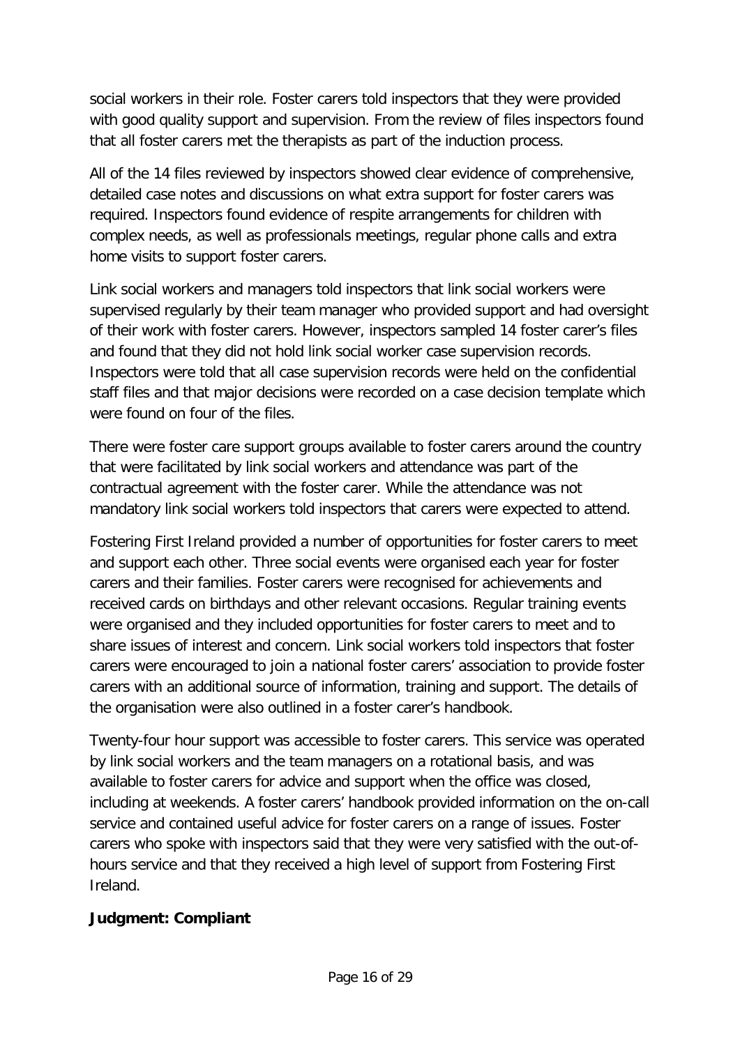social workers in their role. Foster carers told inspectors that they were provided with good quality support and supervision. From the review of files inspectors found that all foster carers met the therapists as part of the induction process.

All of the 14 files reviewed by inspectors showed clear evidence of comprehensive, detailed case notes and discussions on what extra support for foster carers was required. Inspectors found evidence of respite arrangements for children with complex needs, as well as professionals meetings, regular phone calls and extra home visits to support foster carers.

Link social workers and managers told inspectors that link social workers were supervised regularly by their team manager who provided support and had oversight of their work with foster carers. However, inspectors sampled 14 foster carer's files and found that they did not hold link social worker case supervision records. Inspectors were told that all case supervision records were held on the confidential staff files and that major decisions were recorded on a case decision template which were found on four of the files.

There were foster care support groups available to foster carers around the country that were facilitated by link social workers and attendance was part of the contractual agreement with the foster carer. While the attendance was not mandatory link social workers told inspectors that carers were expected to attend.

Fostering First Ireland provided a number of opportunities for foster carers to meet and support each other. Three social events were organised each year for foster carers and their families. Foster carers were recognised for achievements and received cards on birthdays and other relevant occasions. Regular training events were organised and they included opportunities for foster carers to meet and to share issues of interest and concern. Link social workers told inspectors that foster carers were encouraged to join a national foster carers' association to provide foster carers with an additional source of information, training and support. The details of the organisation were also outlined in a foster carer's handbook.

Twenty-four hour support was accessible to foster carers. This service was operated by link social workers and the team managers on a rotational basis, and was available to foster carers for advice and support when the office was closed, including at weekends. A foster carers' handbook provided information on the on-call service and contained useful advice for foster carers on a range of issues. Foster carers who spoke with inspectors said that they were very satisfied with the out-of-hours service and that they received a high level of support from Fostering First Ireland.

**Judgment: Compliant**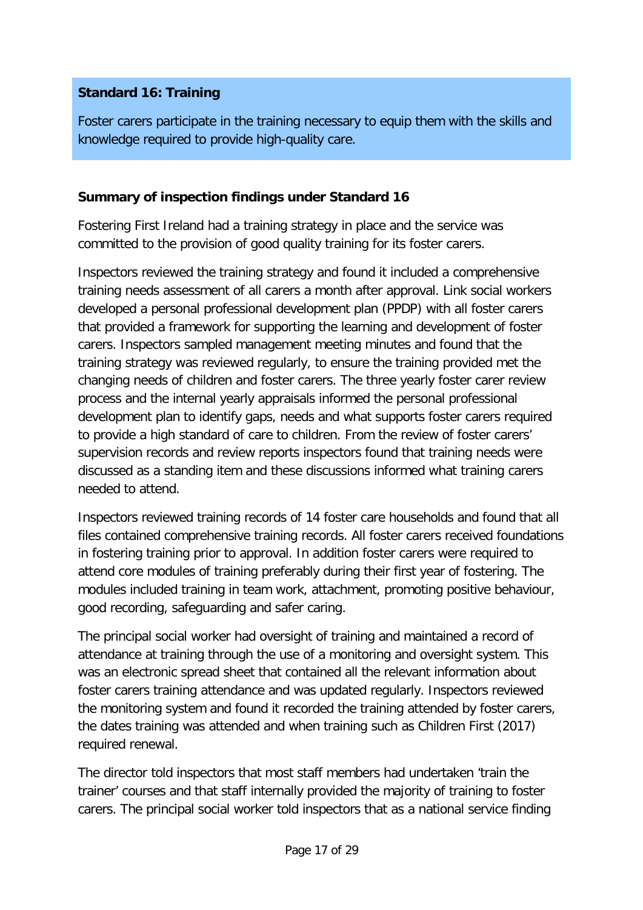**Standard 16: Training**

Foster carers participate in the training necessary to equip them with the skills and knowledge required to provide high-quality care.

**Summary of inspection findings under Standard 16**

Fostering First Ireland had a training strategy in place and the service was committed to the provision of good quality training for its foster carers.

Inspectors reviewed the training strategy and found it included a comprehensive training needs assessment of all carers a month after approval. Link social workers developed a personal professional development plan (PPDP) with all foster carers that provided a framework for supporting the learning and development of foster carers. Inspectors sampled management meeting minutes and found that the training strategy was reviewed regularly, to ensure the training provided met the changing needs of children and foster carers. The three yearly foster carer review process and the internal yearly appraisals informed the personal professional development plan to identify gaps, needs and what supports foster carers required to provide a high standard of care to children. From the review of foster carers' supervision records and review reports inspectors found that training needs were discussed as a standing item and these discussions informed what training carers needed to attend.

Inspectors reviewed training records of 14 foster care households and found that all files contained comprehensive training records. All foster carers received foundations in fostering training prior to approval. In addition foster carers were required to attend core modules of training preferably during their first year of fostering. The modules included training in team work, attachment, promoting positive behaviour, good recording, safeguarding and safer caring.

The principal social worker had oversight of training and maintained a record of attendance at training through the use of a monitoring and oversight system. This was an electronic spread sheet that contained all the relevant information about foster carers training attendance and was updated regularly. Inspectors reviewed the monitoring system and found it recorded the training attended by foster carers, the dates training was attended and when training such as Children First (2017) required renewal.

The director told inspectors that most staff members had undertaken 'train the trainer' courses and that staff internally provided the majority of training to foster carers. The principal social worker told inspectors that as a national service finding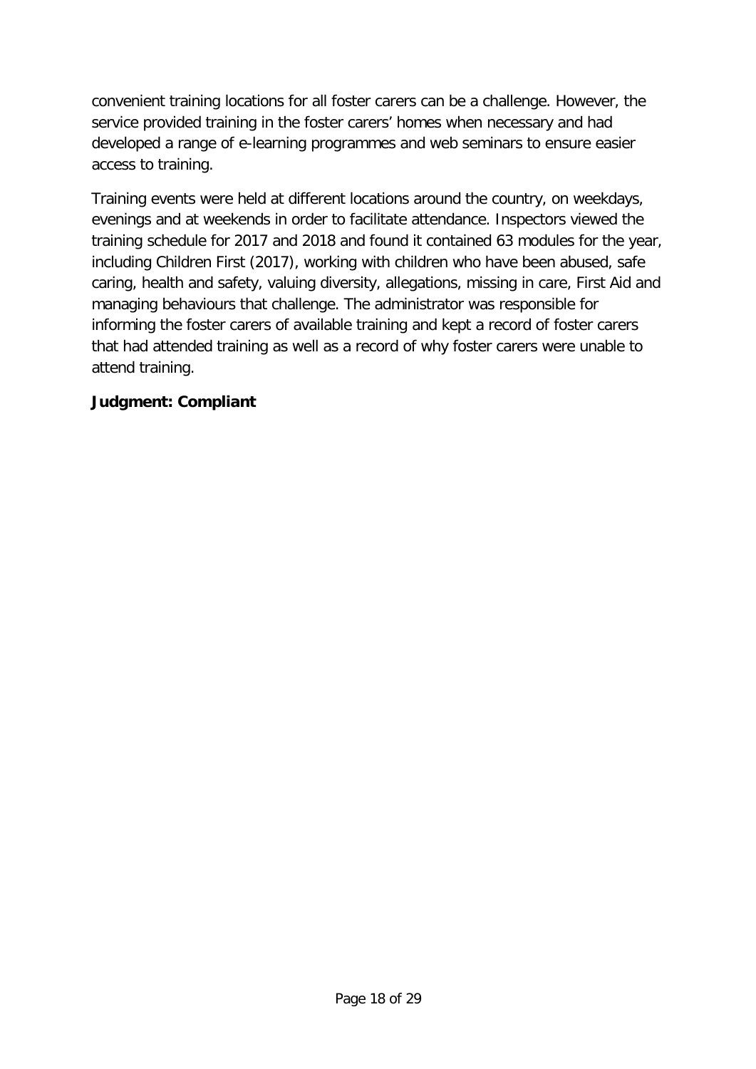convenient training locations for all foster carers can be a challenge. However, the service provided training in the foster carers' homes when necessary and had developed a range of e-learning programmes and web seminars to ensure easier access to training.

Training events were held at different locations around the country, on weekdays, evenings and at weekends in order to facilitate attendance. Inspectors viewed the training schedule for 2017 and 2018 and found it contained 63 modules for the year, including Children First (2017), working with children who have been abused, safe caring, health and safety, valuing diversity, allegations, missing in care, First Aid and managing behaviours that challenge. The administrator was responsible for informing the foster carers of available training and kept a record of foster carers that had attended training as well as a record of why foster carers were unable to attend training.

**Judgment: Compliant**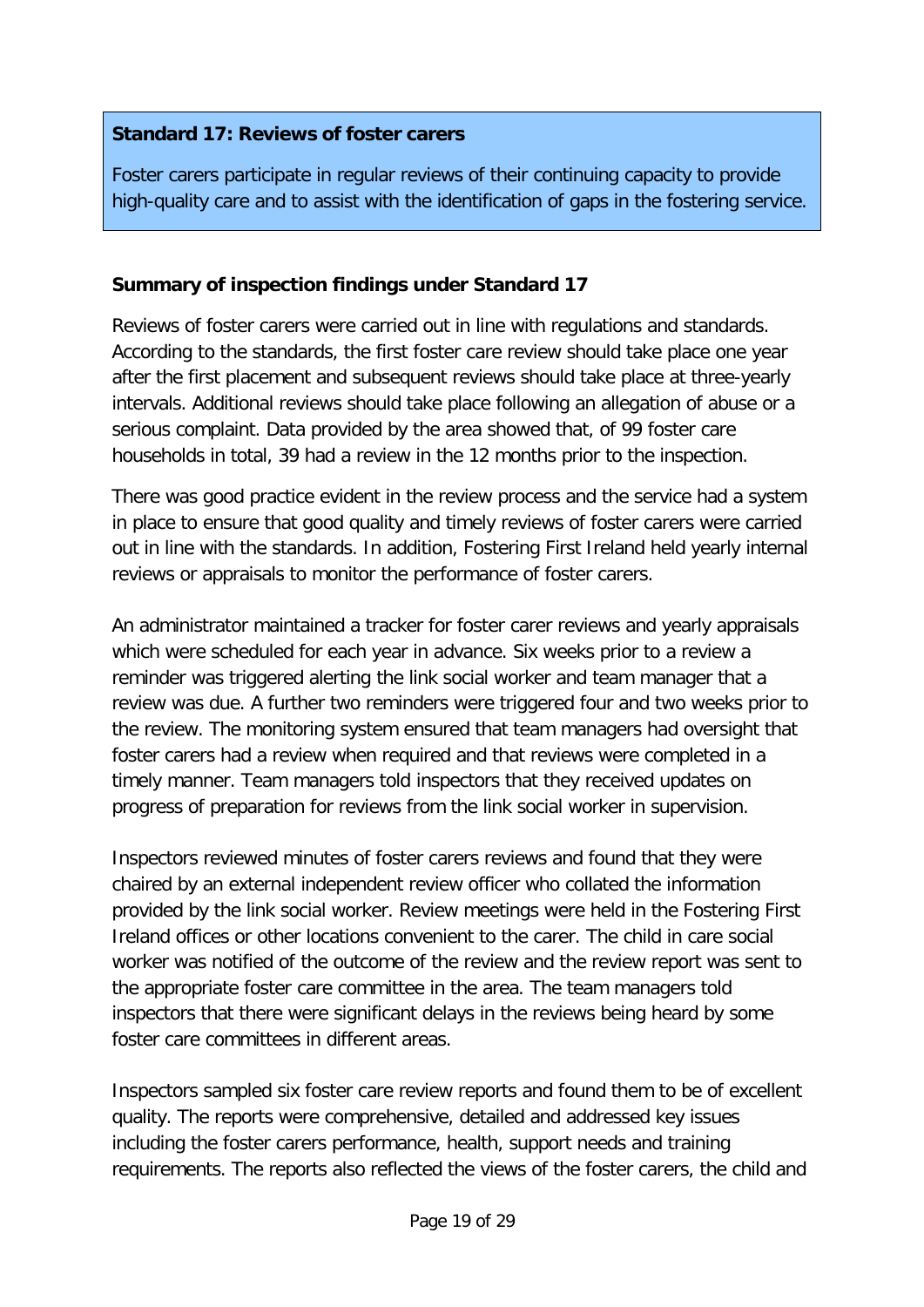**Standard 17: Reviews of foster carers**

Foster carers participate in regular reviews of their continuing capacity to provide high-quality care and to assist with the identification of gaps in the fostering service.

**Summary of inspection findings under Standard 17**

Reviews of foster carers were carried out in line with regulations and standards. According to the standards, the first foster care review should take place one year after the first placement and subsequent reviews should take place at three-yearly intervals. Additional reviews should take place following an allegation of abuse or a serious complaint. Data provided by the area showed that, of 99 foster care households in total, 39 had a review in the 12 months prior to the inspection.

There was good practice evident in the review process and the service had a system in place to ensure that good quality and timely reviews of foster carers were carried out in line with the standards. In addition, Fostering First Ireland held yearly internal reviews or appraisals to monitor the performance of foster carers.

An administrator maintained a tracker for foster carer reviews and yearly appraisals which were scheduled for each year in advance. Six weeks prior to a review a reminder was triggered alerting the link social worker and team manager that a review was due. A further two reminders were triggered four and two weeks prior to the review. The monitoring system ensured that team managers had oversight that foster carers had a review when required and that reviews were completed in a timely manner. Team managers told inspectors that they received updates on progress of preparation for reviews from the link social worker in supervision.

Inspectors reviewed minutes of foster carers reviews and found that they were chaired by an external independent review officer who collated the information provided by the link social worker. Review meetings were held in the Fostering First Ireland offices or other locations convenient to the carer. The child in care social worker was notified of the outcome of the review and the review report was sent to the appropriate foster care committee in the area. The team managers told inspectors that there were significant delays in the reviews being heard by some foster care committees in different areas.

Inspectors sampled six foster care review reports and found them to be of excellent quality. The reports were comprehensive, detailed and addressed key issues including the foster carers performance, health, support needs and training requirements. The reports also reflected the views of the foster carers, the child and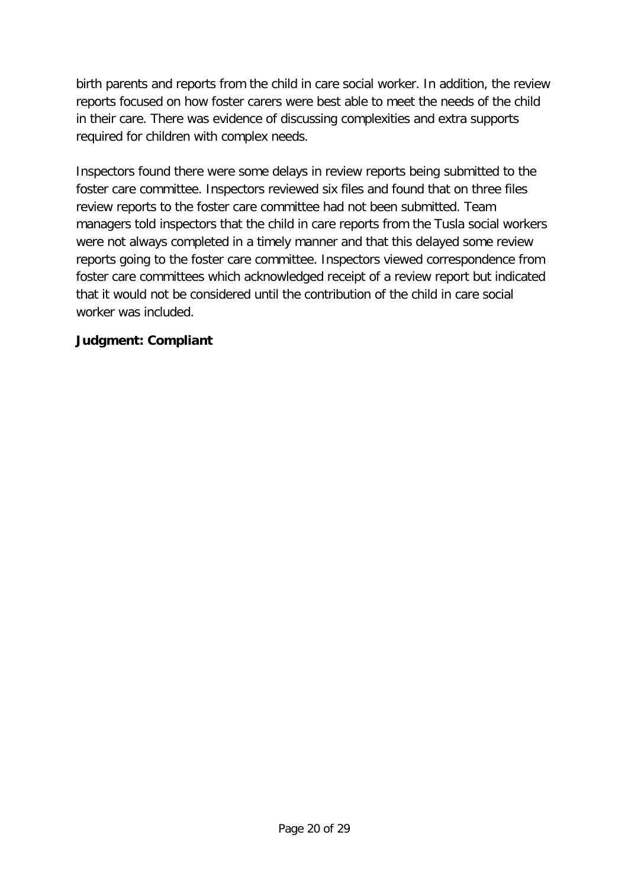birth parents and reports from the child in care social worker. In addition, the review reports focused on how foster carers were best able to meet the needs of the child in their care. There was evidence of discussing complexities and extra supports required for children with complex needs.

Inspectors found there were some delays in review reports being submitted to the foster care committee. Inspectors reviewed six files and found that on three files review reports to the foster care committee had not been submitted. Team managers told inspectors that the child in care reports from the Tusla social workers were not always completed in a timely manner and that this delayed some review reports going to the foster care committee. Inspectors viewed correspondence from foster care committees which acknowledged receipt of a review report but indicated that it would not be considered until the contribution of the child in care social worker was included.

**Judgment: Compliant**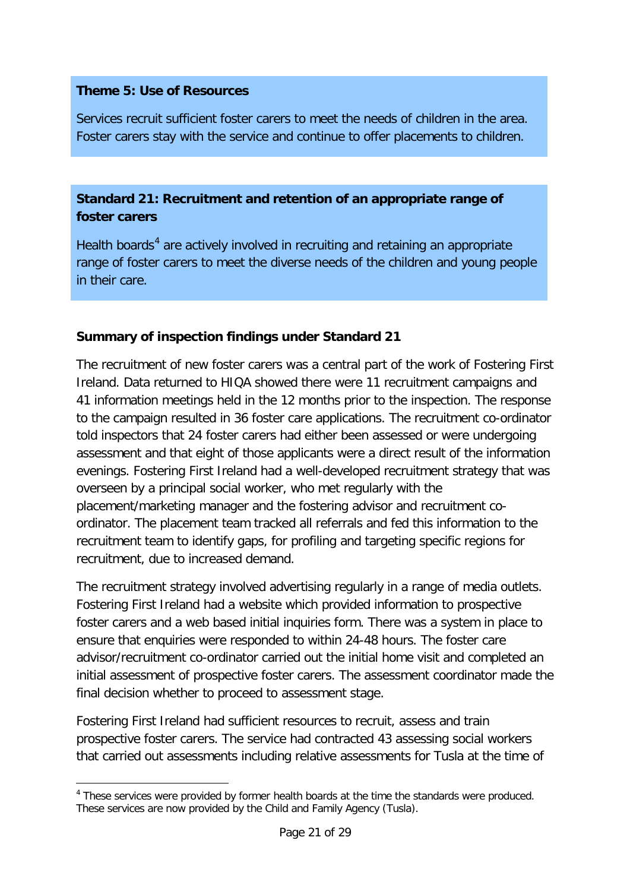**Theme 5: Use of Resources**

Services recruit sufficient foster carers to meet the needs of children in the area. Foster carers stay with the service and continue to offer placements to children.

**Standard 21: Recruitment and retention of an appropriate range of foster carers**

Health boards[4] are actively involved in recruiting and retaining an appropriate range of foster carers to meet the diverse needs of the children and young people in their care.

**Summary of inspection findings under Standard 21**

The recruitment of new foster carers was a central part of the work of Fostering First Ireland. Data returned to HIQA showed there were 11 recruitment campaigns and 41 information meetings held in the 12 months prior to the inspection. The response to the campaign resulted in 36 foster care applications. The recruitment co-ordinator told inspectors that 24 foster carers had either been assessed or were undergoing assessment and that eight of those applicants were a direct result of the information evenings. Fostering First Ireland had a well-developed recruitment strategy that was overseen by a principal social worker, who met regularly with the placement/marketing manager and the fostering advisor and recruitment co-ordinator. The placement team tracked all referrals and fed this information to the recruitment team to identify gaps, for profiling and targeting specific regions for recruitment, due to increased demand.

The recruitment strategy involved advertising regularly in a range of media outlets. Fostering First Ireland had a website which provided information to prospective foster carers and a web based initial inquiries form. There was a system in place to ensure that enquiries were responded to within 24-48 hours. The foster care advisor/recruitment co-ordinator carried out the initial home visit and completed an initial assessment of prospective foster carers. The assessment coordinator made the final decision whether to proceed to assessment stage.

Fostering First Ireland had sufficient resources to recruit, assess and train prospective foster carers. The service had contracted 43 assessing social workers that carried out assessments including relative assessments for Tusla at the time of

[4] These services were provided by former health boards at the time the standards were produced. These services are now provided by the Child and Family Agency (Tusla).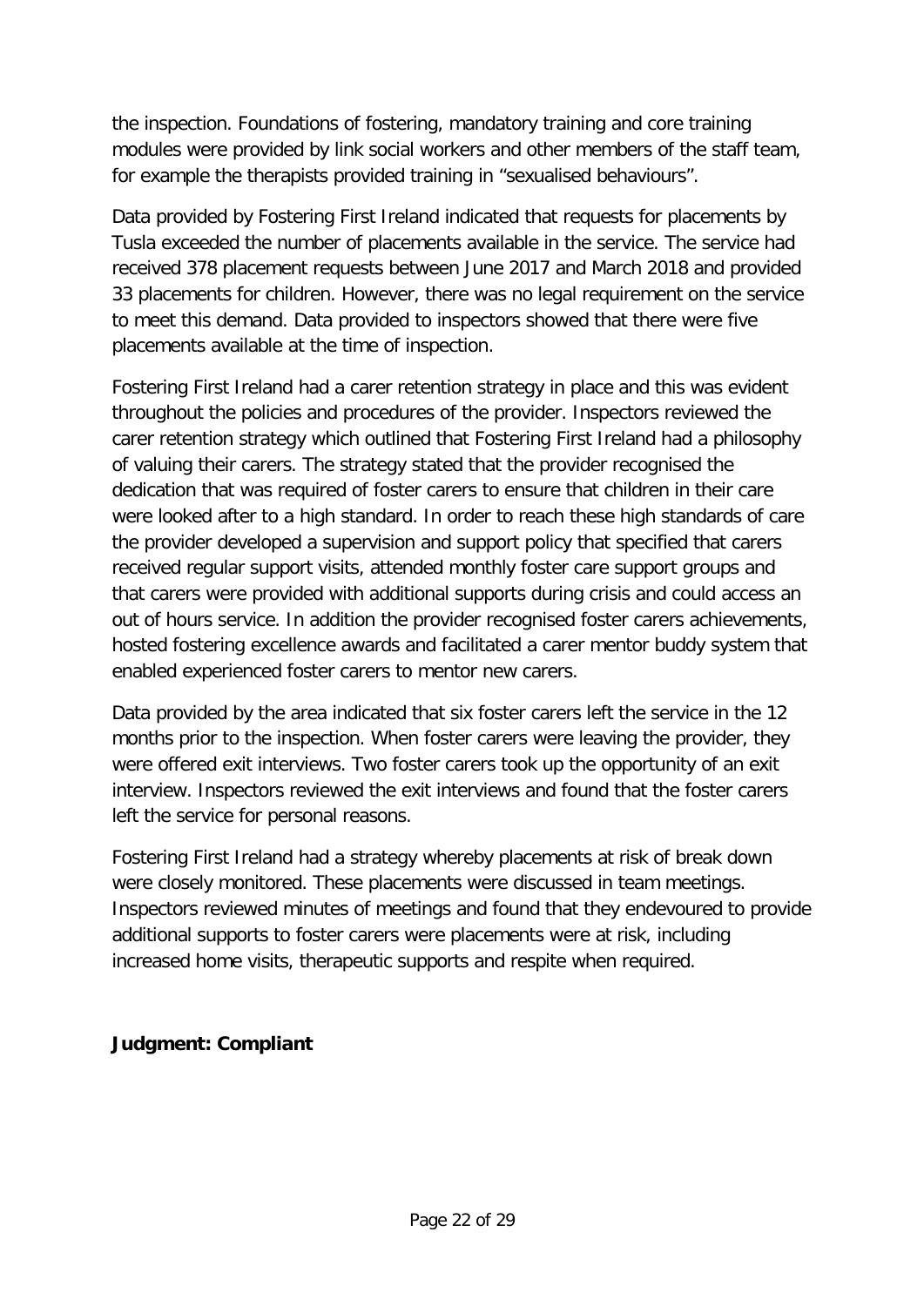the inspection. Foundations of fostering, mandatory training and core training modules were provided by link social workers and other members of the staff team, for example the therapists provided training in “sexualised behaviours”.

Data provided by Fostering First Ireland indicated that requests for placements by Tusla exceeded the number of placements available in the service. The service had received 378 placement requests between June 2017 and March 2018 and provided 33 placements for children. However, there was no legal requirement on the service to meet this demand. Data provided to inspectors showed that there were five placements available at the time of inspection.

Fostering First Ireland had a carer retention strategy in place and this was evident throughout the policies and procedures of the provider. Inspectors reviewed the carer retention strategy which outlined that Fostering First Ireland had a philosophy of valuing their carers. The strategy stated that the provider recognised the dedication that was required of foster carers to ensure that children in their care were looked after to a high standard. In order to reach these high standards of care the provider developed a supervision and support policy that specified that carers received regular support visits, attended monthly foster care support groups and that carers were provided with additional supports during crisis and could access an out of hours service. In addition the provider recognised foster carers achievements, hosted fostering excellence awards and facilitated a carer mentor buddy system that enabled experienced foster carers to mentor new carers.

Data provided by the area indicated that six foster carers left the service in the 12 months prior to the inspection. When foster carers were leaving the provider, they were offered exit interviews. Two foster carers took up the opportunity of an exit interview. Inspectors reviewed the exit interviews and found that the foster carers left the service for personal reasons.

Fostering First Ireland had a strategy whereby placements at risk of break down were closely monitored. These placements were discussed in team meetings. Inspectors reviewed minutes of meetings and found that they endevoured to provide additional supports to foster carers were placements were at risk, including increased home visits, therapeutic supports and respite when required.

**Judgment: Compliant**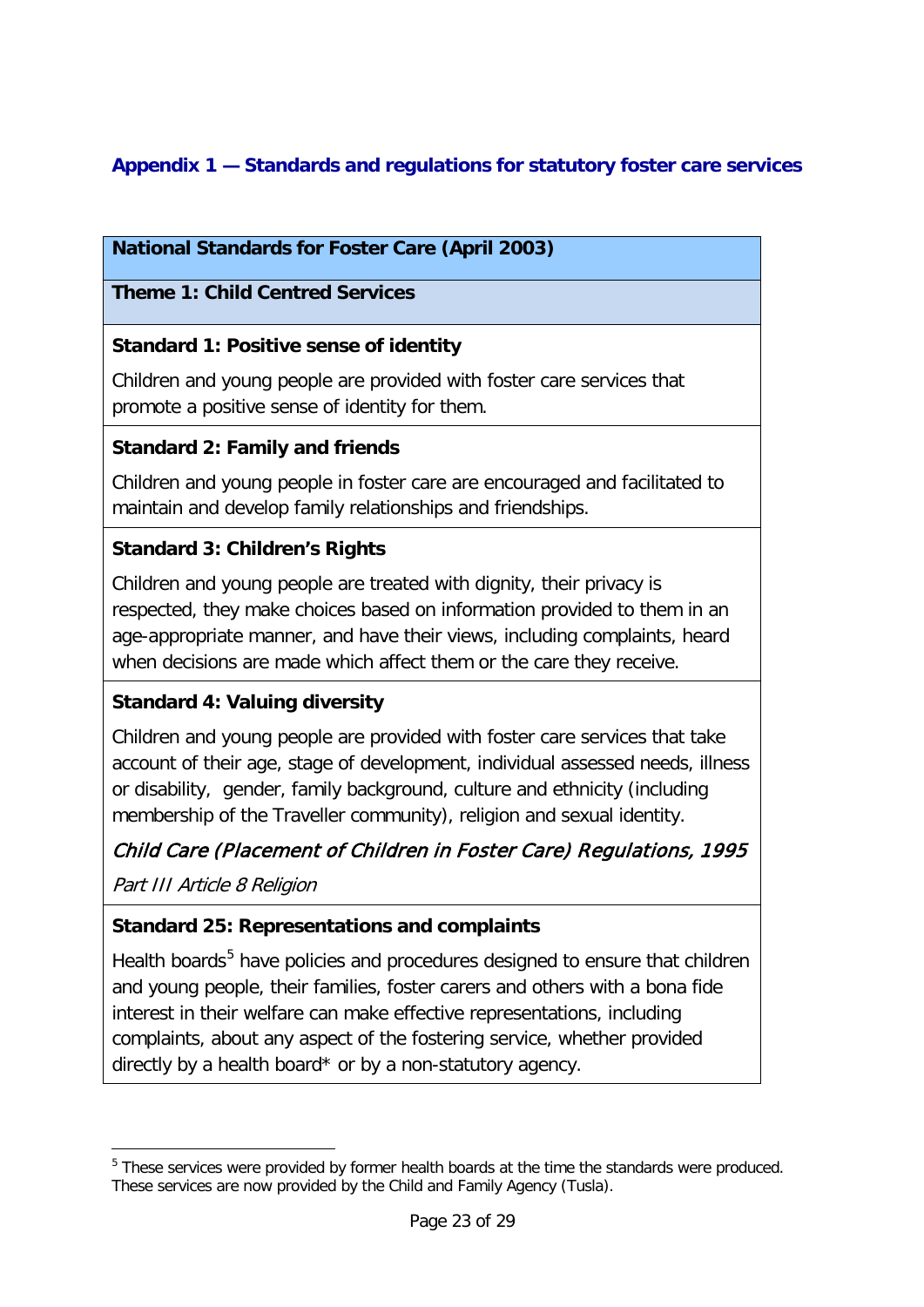## Appendix 1 — Standards and regulations for statutory foster care services

| **National Standards for Foster Care (April 2003)** |
| --- |
| **Theme 1: Child Centred Services** |
| **Standard 1: Positive sense of identity**<br><br>Children and young people are provided with foster care services that promote a positive sense of identity for them. |
| **Standard 2: Family and friends**<br><br>Children and young people in foster care are encouraged and facilitated to maintain and develop family relationships and friendships. |
| **Standard 3: Children's Rights**<br><br>Children and young people are treated with dignity, their privacy is respected, they make choices based on information provided to them in an age-appropriate manner, and have their views, including complaints, heard when decisions are made which affect them or the care they receive. |
| **Standard 4: Valuing diversity**<br><br>Children and young people are provided with foster care services that take account of their age, stage of development, individual assessed needs, illness or disability, gender, family background, culture and ethnicity (including membership of the Traveller community), religion and sexual identity.<br><br>*Child Care (Placement of Children in Foster Care) Regulations, 1995*<br><br>*Part III Article 8 Religion* |
| **Standard 25: Representations and complaints**<br><br>Health boards[5] have policies and procedures designed to ensure that children and young people, their families, foster carers and others with a bona fide interest in their welfare can make effective representations, including complaints, about any aspect of the fostering service, whether provided directly by a health board* or by a non-statutory agency. |

[5] These services were provided by former health boards at the time the standards were produced. These services are now provided by the Child and Family Agency (Tusla).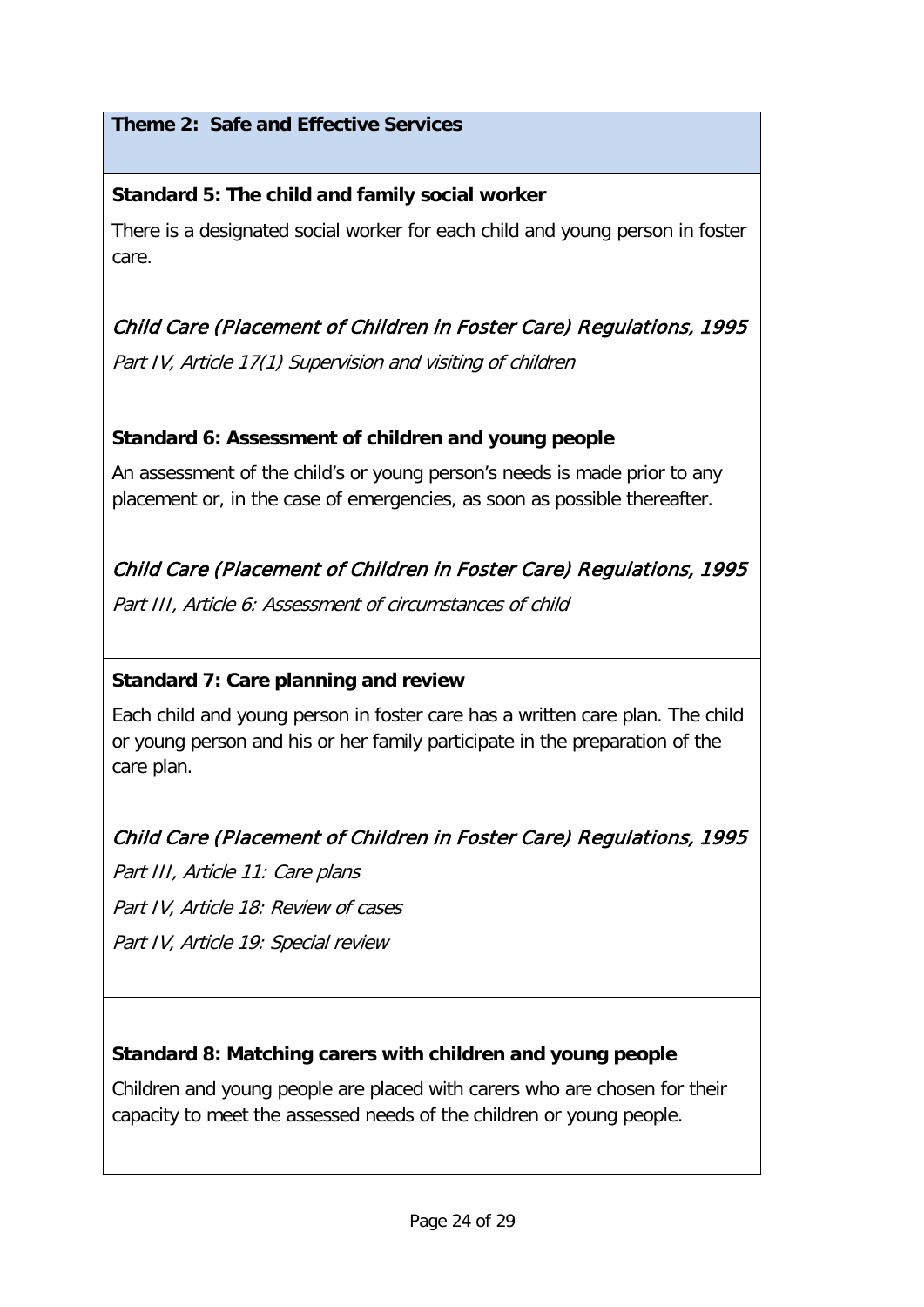**Theme 2: Safe and Effective Services**

**Standard 5: The child and family social worker**

There is a designated social worker for each child and young person in foster care.

*Child Care (Placement of Children in Foster Care) Regulations, 1995*

*Part IV, Article 17(1) Supervision and visiting of children*

**Standard 6: Assessment of children and young people**

An assessment of the child's or young person's needs is made prior to any placement or, in the case of emergencies, as soon as possible thereafter.

*Child Care (Placement of Children in Foster Care) Regulations, 1995*

*Part III, Article 6: Assessment of circumstances of child*

**Standard 7: Care planning and review**

Each child and young person in foster care has a written care plan. The child or young person and his or her family participate in the preparation of the care plan.

*Child Care (Placement of Children in Foster Care) Regulations, 1995*

*Part III, Article 11: Care plans*

*Part IV, Article 18: Review of cases*

*Part IV, Article 19: Special review*

**Standard 8: Matching carers with children and young people**

Children and young people are placed with carers who are chosen for their capacity to meet the assessed needs of the children or young people.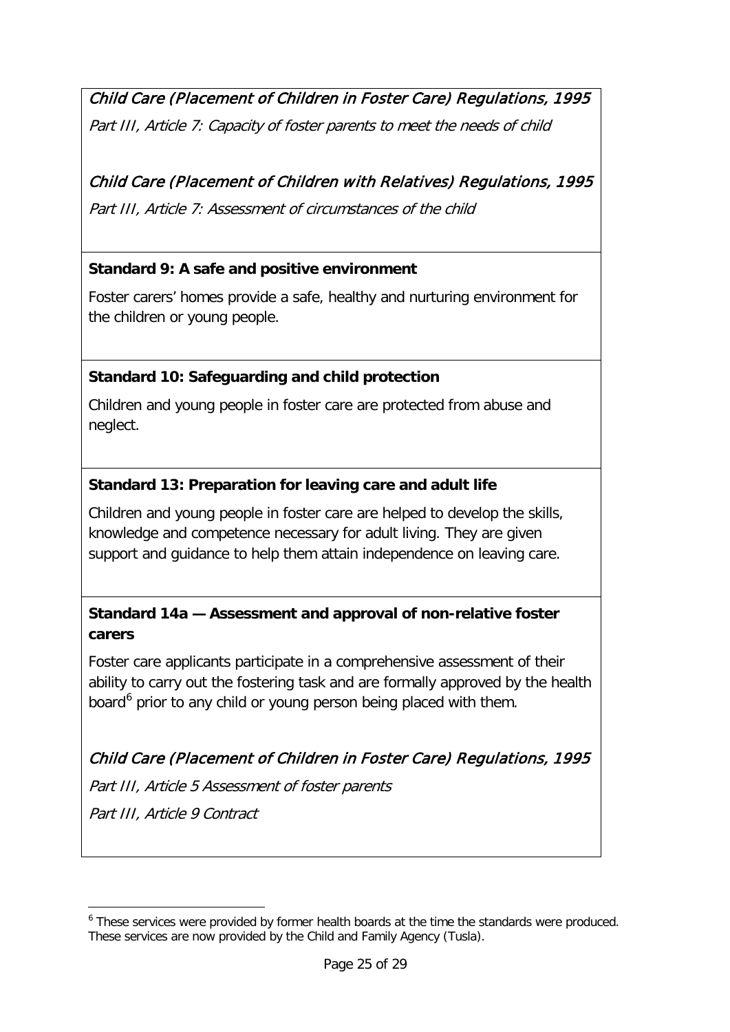*Child Care (Placement of Children in Foster Care) Regulations, 1995*

*Part III, Article 7: Capacity of foster parents to meet the needs of child*

*Child Care (Placement of Children with Relatives) Regulations, 1995*

*Part III, Article 7: Assessment of circumstances of the child*

**Standard 9: A safe and positive environment**

Foster carers' homes provide a safe, healthy and nurturing environment for the children or young people.

**Standard 10: Safeguarding and child protection**

Children and young people in foster care are protected from abuse and neglect.

**Standard 13: Preparation for leaving care and adult life**

Children and young people in foster care are helped to develop the skills, knowledge and competence necessary for adult living. They are given support and guidance to help them attain independence on leaving care.

**Standard 14a — Assessment and approval of non-relative foster carers**

Foster care applicants participate in a comprehensive assessment of their ability to carry out the fostering task and are formally approved by the health board[6] prior to any child or young person being placed with them.

*Child Care (Placement of Children in Foster Care) Regulations, 1995*

*Part III, Article 5 Assessment of foster parents*

*Part III, Article 9 Contract*

[6] These services were provided by former health boards at the time the standards were produced. These services are now provided by the Child and Family Agency (Tusla).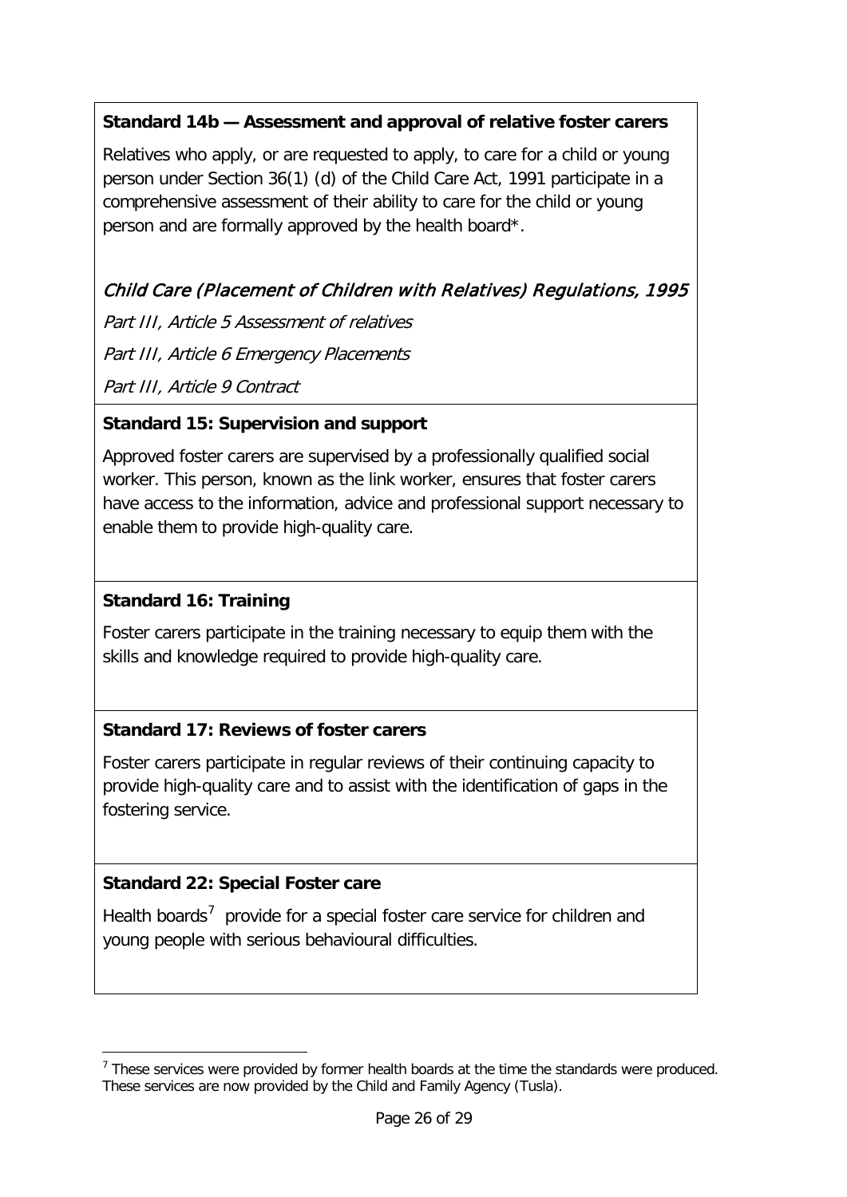**Standard 14b — Assessment and approval of relative foster carers**

Relatives who apply, or are requested to apply, to care for a child or young person under Section 36(1) (d) of the Child Care Act, 1991 participate in a comprehensive assessment of their ability to care for the child or young person and are formally approved by the health board*.

*Child Care (Placement of Children with Relatives) Regulations, 1995*

*Part III, Article 5 Assessment of relatives*

*Part III, Article 6 Emergency Placements*

*Part III, Article 9 Contract*

**Standard 15: Supervision and support**

Approved foster carers are supervised by a professionally qualified social worker. This person, known as the link worker, ensures that foster carers have access to the information, advice and professional support necessary to enable them to provide high-quality care.

**Standard 16: Training**

Foster carers participate in the training necessary to equip them with the skills and knowledge required to provide high-quality care.

**Standard 17: Reviews of foster carers**

Foster carers participate in regular reviews of their continuing capacity to provide high-quality care and to assist with the identification of gaps in the fostering service.

**Standard 22: Special Foster care**

Health boards[7] provide for a special foster care service for children and young people with serious behavioural difficulties.

[7] These services were provided by former health boards at the time the standards were produced. These services are now provided by the Child and Family Agency (Tusla).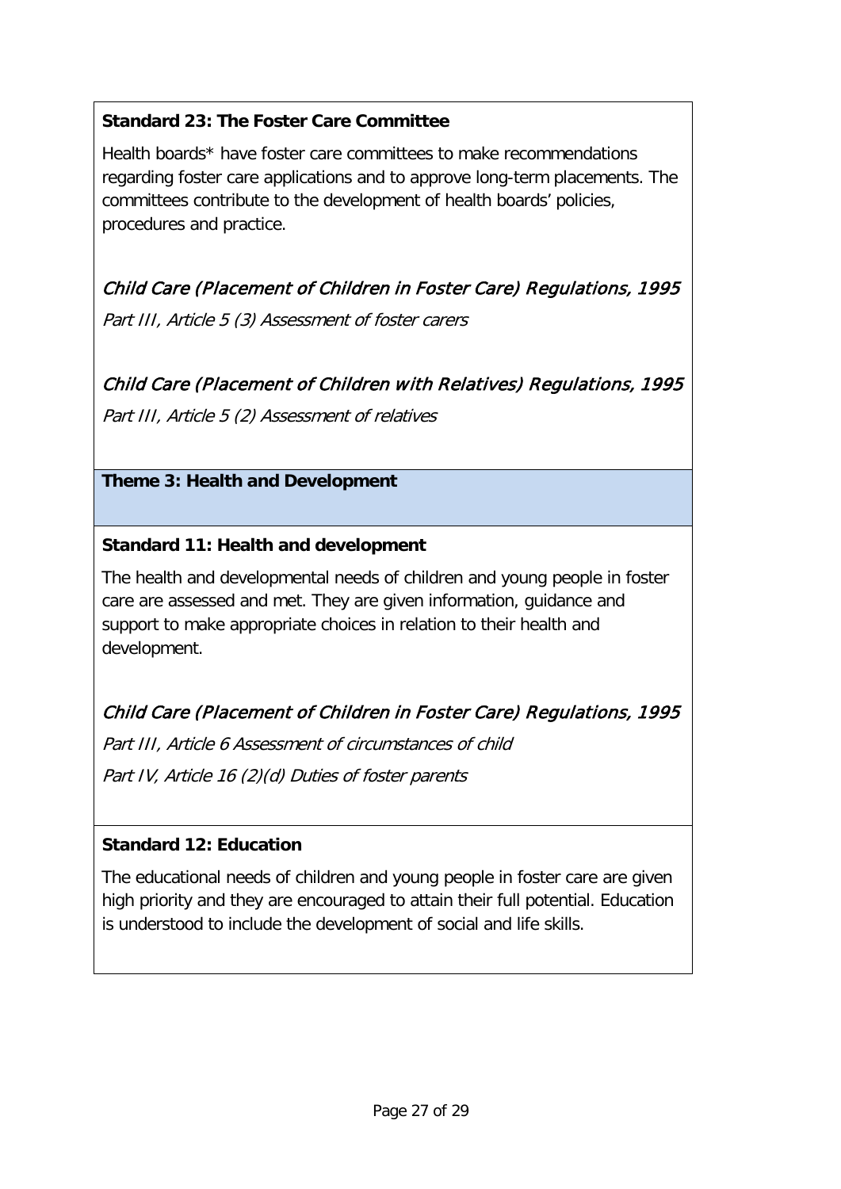**Standard 23: The Foster Care Committee**

Health boards* have foster care committees to make recommendations regarding foster care applications and to approve long-term placements. The committees contribute to the development of health boards' policies, procedures and practice.

*Child Care (Placement of Children in Foster Care) Regulations, 1995*

*Part III, Article 5 (3) Assessment of foster carers*

*Child Care (Placement of Children with Relatives) Regulations, 1995*

*Part III, Article 5 (2) Assessment of relatives*

**Theme 3: Health and Development**

**Standard 11: Health and development**

The health and developmental needs of children and young people in foster care are assessed and met. They are given information, guidance and support to make appropriate choices in relation to their health and development.

*Child Care (Placement of Children in Foster Care) Regulations, 1995*

*Part III, Article 6 Assessment of circumstances of child*

*Part IV, Article 16 (2)(d) Duties of foster parents*

**Standard 12: Education**

The educational needs of children and young people in foster care are given high priority and they are encouraged to attain their full potential. Education is understood to include the development of social and life skills.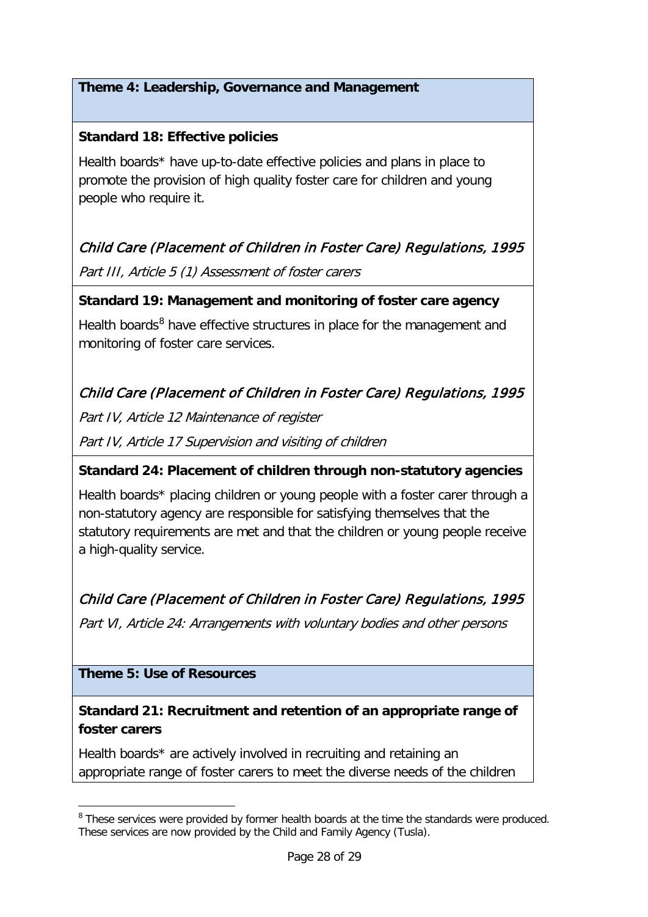**Theme 4: Leadership, Governance and Management**

**Standard 18: Effective policies**

Health boards* have up-to-date effective policies and plans in place to promote the provision of high quality foster care for children and young people who require it.

*Child Care (Placement of Children in Foster Care) Regulations, 1995*

*Part III, Article 5 (1) Assessment of foster carers*

**Standard 19: Management and monitoring of foster care agency**

Health boards[8] have effective structures in place for the management and monitoring of foster care services.

*Child Care (Placement of Children in Foster Care) Regulations, 1995*

*Part IV, Article 12 Maintenance of register*

*Part IV, Article 17 Supervision and visiting of children*

**Standard 24: Placement of children through non-statutory agencies**

Health boards* placing children or young people with a foster carer through a non-statutory agency are responsible for satisfying themselves that the statutory requirements are met and that the children or young people receive a high-quality service.

*Child Care (Placement of Children in Foster Care) Regulations, 1995*

*Part VI, Article 24: Arrangements with voluntary bodies and other persons*

**Theme 5: Use of Resources**

**Standard 21: Recruitment and retention of an appropriate range of foster carers**

Health boards* are actively involved in recruiting and retaining an appropriate range of foster carers to meet the diverse needs of the children

[8] These services were provided by former health boards at the time the standards were produced. These services are now provided by the Child and Family Agency (Tusla).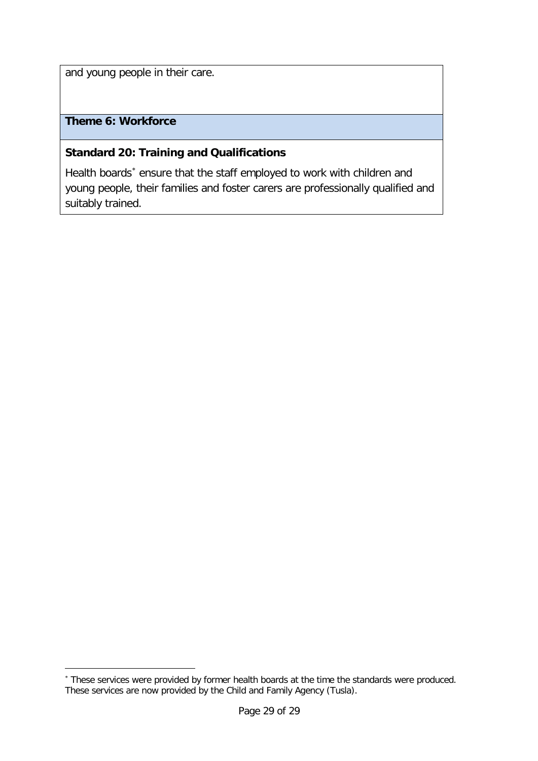and young people in their care.

**Theme 6: Workforce**

**Standard 20: Training and Qualifications**

Health boards[*] ensure that the staff employed to work with children and young people, their families and foster carers are professionally qualified and suitably trained.

[*] These services were provided by former health boards at the time the standards were produced. These services are now provided by the Child and Family Agency (Tusla).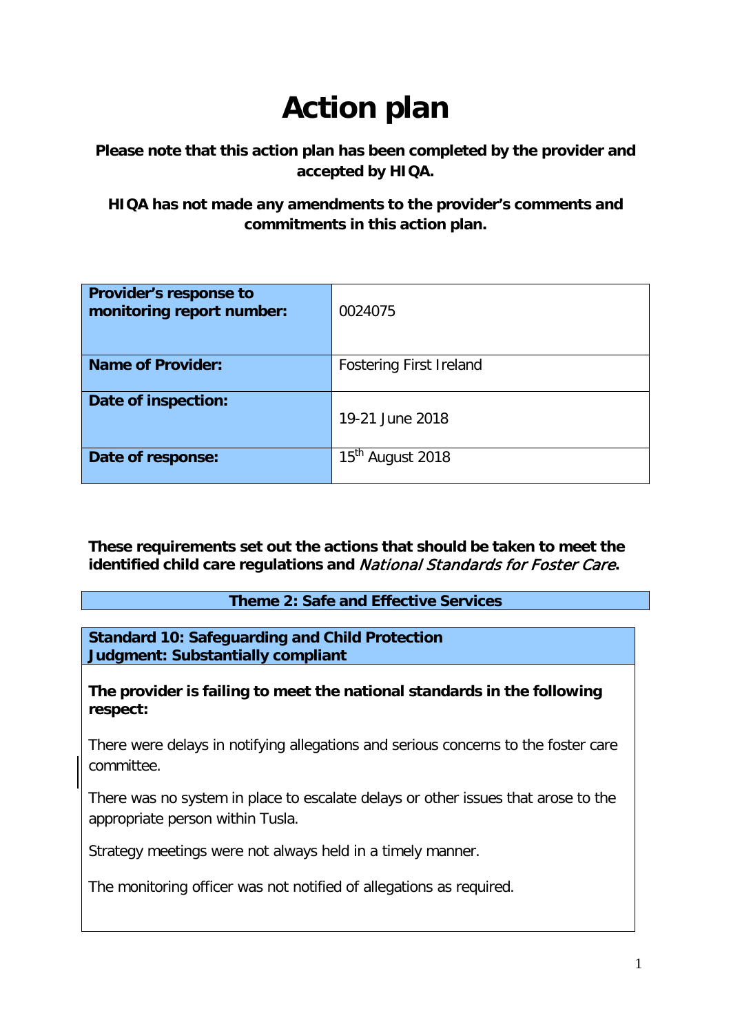# Action plan

**Please note that this action plan has been completed by the provider and accepted by HIQA.**

**HIQA has not made any amendments to the provider's comments and commitments in this action plan.**

| **Provider's response to monitoring report number:** | 0024075 |
|---|---|
| **Name of Provider:** | Fostering First Ireland |
| **Date of inspection:** | 19-21 June 2018 |
| **Date of response:** | 15th August 2018 |

**These requirements set out the actions that should be taken to meet the identified child care regulations and *National Standards for Foster Care*.**

**Theme 2: Safe and Effective Services**

**Standard 10: Safeguarding and Child Protection**
**Judgment: Substantially compliant**

**The provider is failing to meet the national standards in the following respect:**

There were delays in notifying allegations and serious concerns to the foster care committee.

There was no system in place to escalate delays or other issues that arose to the appropriate person within Tusla.

Strategy meetings were not always held in a timely manner.

The monitoring officer was not notified of allegations as required.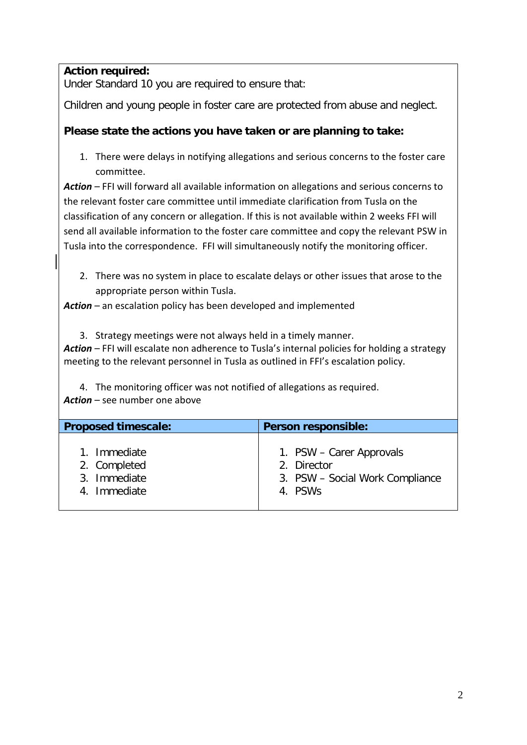**Action required:**

Under Standard 10 you are required to ensure that:

Children and young people in foster care are protected from abuse and neglect.

**Please state the actions you have taken or are planning to take:**

1. There were delays in notifying allegations and serious concerns to the foster care committee.

***Action*** – FFI will forward all available information on allegations and serious concerns to the relevant foster care committee until immediate clarification from Tusla on the classification of any concern or allegation. If this is not available within 2 weeks FFI will send all available information to the foster care committee and copy the relevant PSW in Tusla into the correspondence. FFI will simultaneously notify the monitoring officer.

2. There was no system in place to escalate delays or other issues that arose to the appropriate person within Tusla.

***Action*** – an escalation policy has been developed and implemented

3. Strategy meetings were not always held in a timely manner.

***Action*** – FFI will escalate non adherence to Tusla's internal policies for holding a strategy meeting to the relevant personnel in Tusla as outlined in FFI's escalation policy.

4. The monitoring officer was not notified of allegations as required.

***Action*** – see number one above

| **Proposed timescale:** | **Person responsible:** |
| --- | --- |
| 1. Immediate<br>2. Completed<br>3. Immediate<br>4. Immediate | 1. PSW – Carer Approvals<br>2. Director<br>3. PSW – Social Work Compliance<br>4. PSWs |